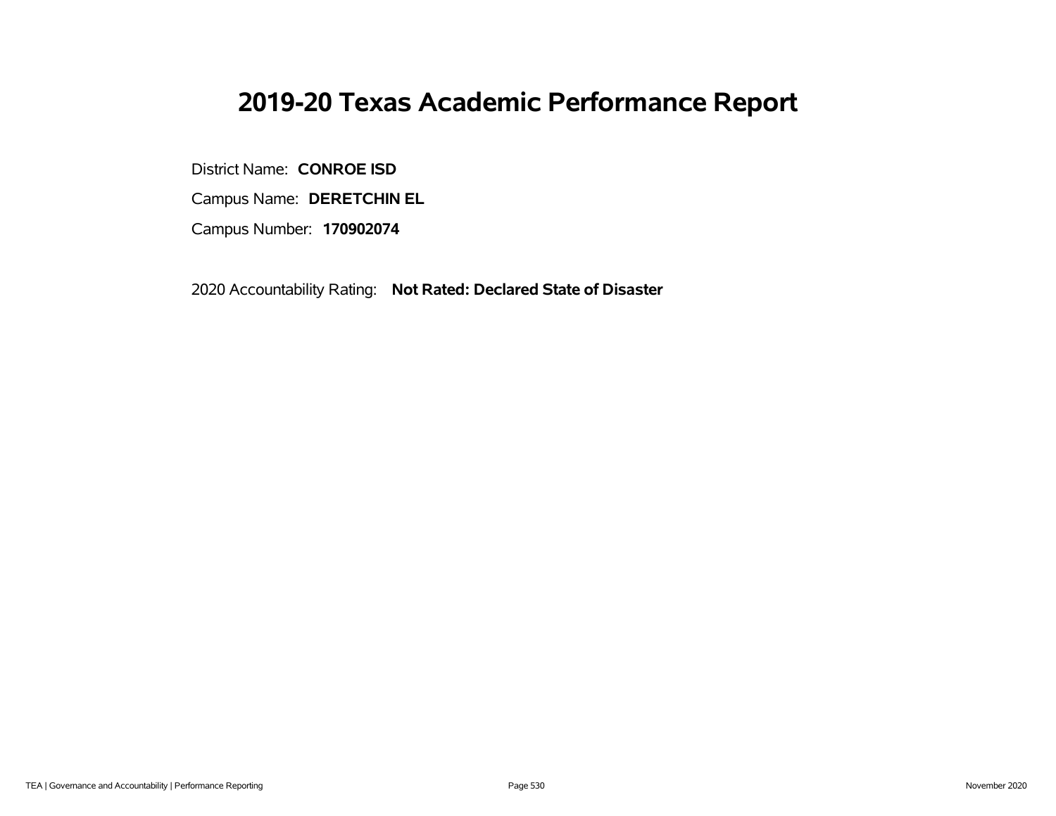# 2019-20 Texas Academic Performance Report

District Name: **CONROE ISD**

Campus Name: **DERETCHIN EL**

Campus Number: **170902074**

2020 Accountability Rating: **Not Rated: Declared State of Disaster**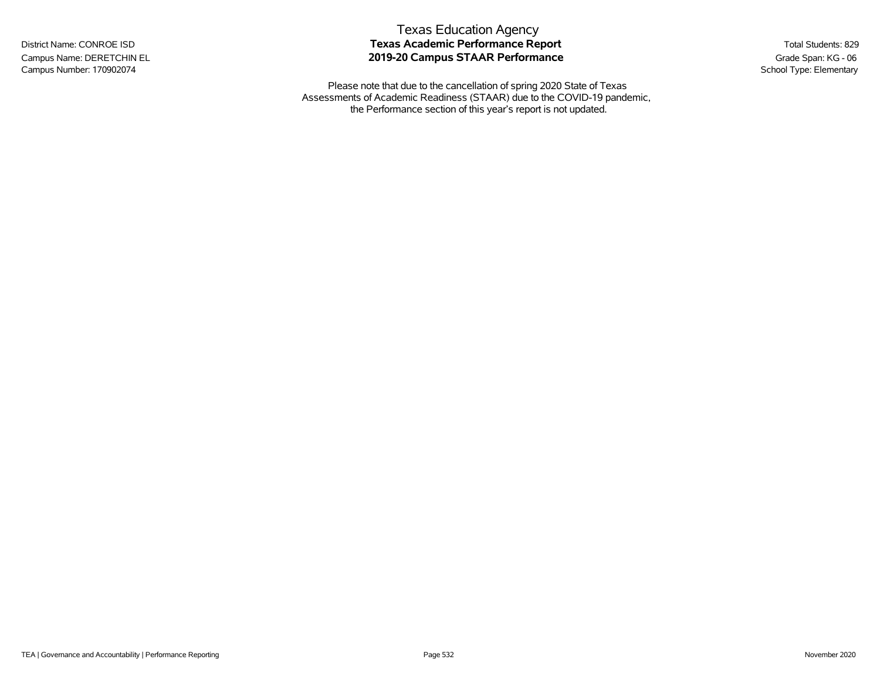District Name: CONROE ISD
Campus Name: DERETCHIN EL
Campus Number: 170902074

# Texas Education Agency
## Texas Academic Performance Report
## 2019-20 Campus STAAR Performance

Total Students: 829
Grade Span: KG - 06
School Type: Elementary

Please note that due to the cancellation of spring 2020 State of Texas Assessments of Academic Readiness (STAAR) due to the COVID-19 pandemic, the Performance section of this year's report is not updated.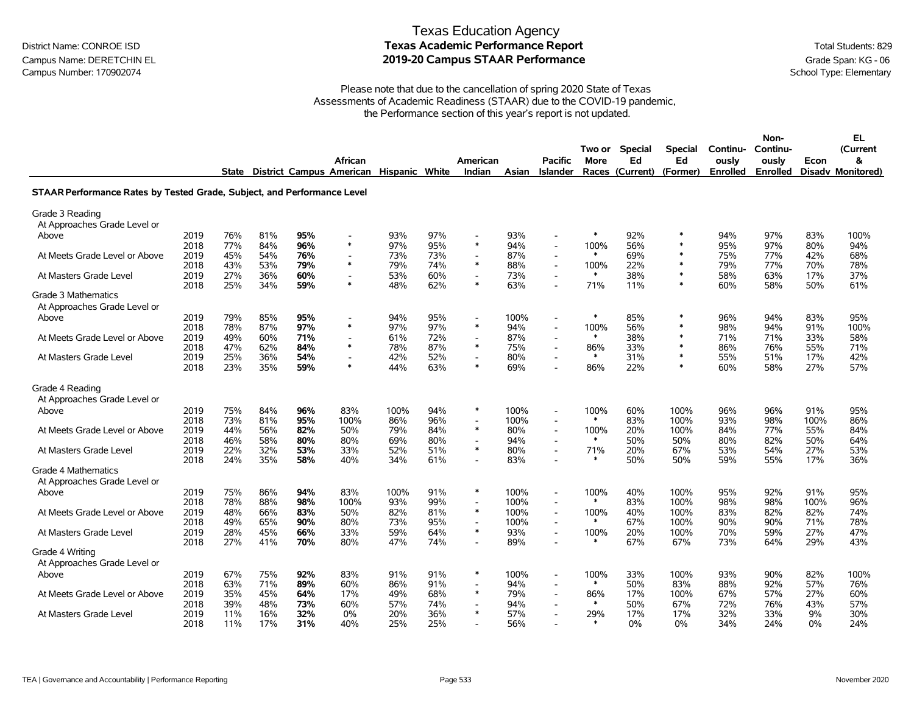Texas Education Agency
**Texas Academic Performance Report**
**2019-20 Campus STAAR Performance**

District Name: CONROE ISD
Campus Name: DERETCHIN EL
Campus Number: 170902074

Total Students: 829
Grade Span: KG - 06
School Type: Elementary

Please note that due to the cancellation of spring 2020 State of Texas Assessments of Academic Readiness (STAAR) due to the COVID-19 pandemic, the Performance section of this year's report is not updated.

| | | State | District | Campus | African American | Hispanic | White | American Indian | Asian | Pacific Islander | Two or More Races | Special Ed (Current) | Special Ed (Former) | Continuously Enrolled | Non-Continuously Enrolled | Econ Disadv | EL (Current & Monitored) |
|---|---|---|---|---|---|---|---|---|---|---|---|---|---|---|---|---|---|
| **STAAR Performance Rates by Tested Grade, Subject, and Performance Level** | | | | | | | | | | | | | | | | | |
| Grade 3 Reading | | | | | | | | | | | | | | | | | |
| At Approaches Grade Level or Above | 2019 | 76% | 81% | **95%** | - | 93% | 97% | - | 93% | - | * | 92% | * | 94% | 97% | 83% | 100% |
| | 2018 | 77% | 84% | **96%** | * | 97% | 95% | * | 94% | - | 100% | 56% | * | 95% | 97% | 80% | 94% |
| At Meets Grade Level or Above | 2019 | 45% | 54% | **76%** | - | 73% | 73% | - | 87% | - | * | 69% | * | 75% | 77% | 42% | 68% |
| | 2018 | 43% | 53% | **79%** | * | 79% | 74% | * | 88% | - | 100% | 22% | * | 79% | 77% | 70% | 78% |
| At Masters Grade Level | 2019 | 27% | 36% | **60%** | - | 53% | 60% | - | 73% | - | * | 38% | * | 58% | 63% | 17% | 37% |
| | 2018 | 25% | 34% | **59%** | * | 48% | 62% | * | 63% | - | 71% | 11% | * | 60% | 58% | 50% | 61% |
| Grade 3 Mathematics | | | | | | | | | | | | | | | | | |
| At Approaches Grade Level or Above | 2019 | 79% | 85% | **95%** | - | 94% | 95% | - | 100% | - | * | 85% | * | 96% | 94% | 83% | 95% |
| | 2018 | 78% | 87% | **97%** | * | 97% | 97% | * | 94% | - | 100% | 56% | * | 98% | 94% | 91% | 100% |
| At Meets Grade Level or Above | 2019 | 49% | 60% | **71%** | - | 61% | 72% | - | 87% | - | * | 38% | * | 71% | 71% | 33% | 58% |
| | 2018 | 47% | 62% | **84%** | * | 78% | 87% | * | 75% | - | 86% | 33% | * | 86% | 76% | 55% | 71% |
| At Masters Grade Level | 2019 | 25% | 36% | **54%** | - | 42% | 52% | - | 80% | - | * | 31% | * | 55% | 51% | 17% | 42% |
| | 2018 | 23% | 35% | **59%** | * | 44% | 63% | * | 69% | - | 86% | 22% | * | 60% | 58% | 27% | 57% |
| Grade 4 Reading | | | | | | | | | | | | | | | | | |
| At Approaches Grade Level or Above | 2019 | 75% | 84% | **96%** | 83% | 100% | 94% | * | 100% | - | 100% | 60% | 100% | 96% | 96% | 91% | 95% |
| | 2018 | 73% | 81% | **95%** | 100% | 86% | 96% | - | 100% | - | * | 83% | 100% | 93% | 98% | 100% | 86% |
| At Meets Grade Level or Above | 2019 | 44% | 56% | **82%** | 50% | 79% | 84% | * | 80% | - | 100% | 20% | 100% | 84% | 77% | 55% | 84% |
| | 2018 | 46% | 58% | **80%** | 80% | 69% | 80% | - | 94% | - | * | 50% | 50% | 80% | 82% | 50% | 64% |
| At Masters Grade Level | 2019 | 22% | 32% | **53%** | 33% | 52% | 51% | * | 80% | - | 71% | 20% | 67% | 53% | 54% | 27% | 53% |
| | 2018 | 24% | 35% | **58%** | 40% | 34% | 61% | - | 83% | - | * | 50% | 50% | 59% | 55% | 17% | 36% |
| Grade 4 Mathematics | | | | | | | | | | | | | | | | | |
| At Approaches Grade Level or Above | 2019 | 75% | 86% | **94%** | 83% | 100% | 91% | * | 100% | - | 100% | 40% | 100% | 95% | 92% | 91% | 95% |
| | 2018 | 78% | 88% | **98%** | 100% | 93% | 99% | - | 100% | - | * | 83% | 100% | 98% | 98% | 100% | 96% |
| At Meets Grade Level or Above | 2019 | 48% | 66% | **83%** | 50% | 82% | 81% | * | 100% | - | 100% | 40% | 100% | 83% | 82% | 82% | 74% |
| | 2018 | 49% | 65% | **90%** | 80% | 73% | 95% | - | 100% | - | * | 67% | 100% | 90% | 90% | 71% | 78% |
| At Masters Grade Level | 2019 | 28% | 45% | **66%** | 33% | 59% | 64% | * | 93% | - | 100% | 20% | 100% | 70% | 59% | 27% | 47% |
| | 2018 | 27% | 41% | **70%** | 80% | 47% | 74% | - | 89% | - | * | 67% | 67% | 73% | 64% | 29% | 43% |
| Grade 4 Writing | | | | | | | | | | | | | | | | | |
| At Approaches Grade Level or Above | 2019 | 67% | 75% | **92%** | 83% | 91% | 91% | * | 100% | - | 100% | 33% | 100% | 93% | 90% | 82% | 100% |
| | 2018 | 63% | 71% | **89%** | 60% | 86% | 91% | - | 94% | - | * | 50% | 83% | 88% | 92% | 57% | 76% |
| At Meets Grade Level or Above | 2019 | 35% | 45% | **64%** | 17% | 49% | 68% | * | 79% | - | 86% | 17% | 100% | 67% | 57% | 27% | 60% |
| | 2018 | 39% | 48% | **73%** | 60% | 57% | 74% | - | 94% | - | * | 50% | 67% | 72% | 76% | 43% | 57% |
| At Masters Grade Level | 2019 | 11% | 16% | **32%** | 0% | 20% | 36% | * | 57% | - | 29% | 17% | 17% | 32% | 33% | 9% | 30% |
| | 2018 | 11% | 17% | **31%** | 40% | 25% | 25% | - | 56% | - | * | 0% | 0% | 34% | 24% | 0% | 24% |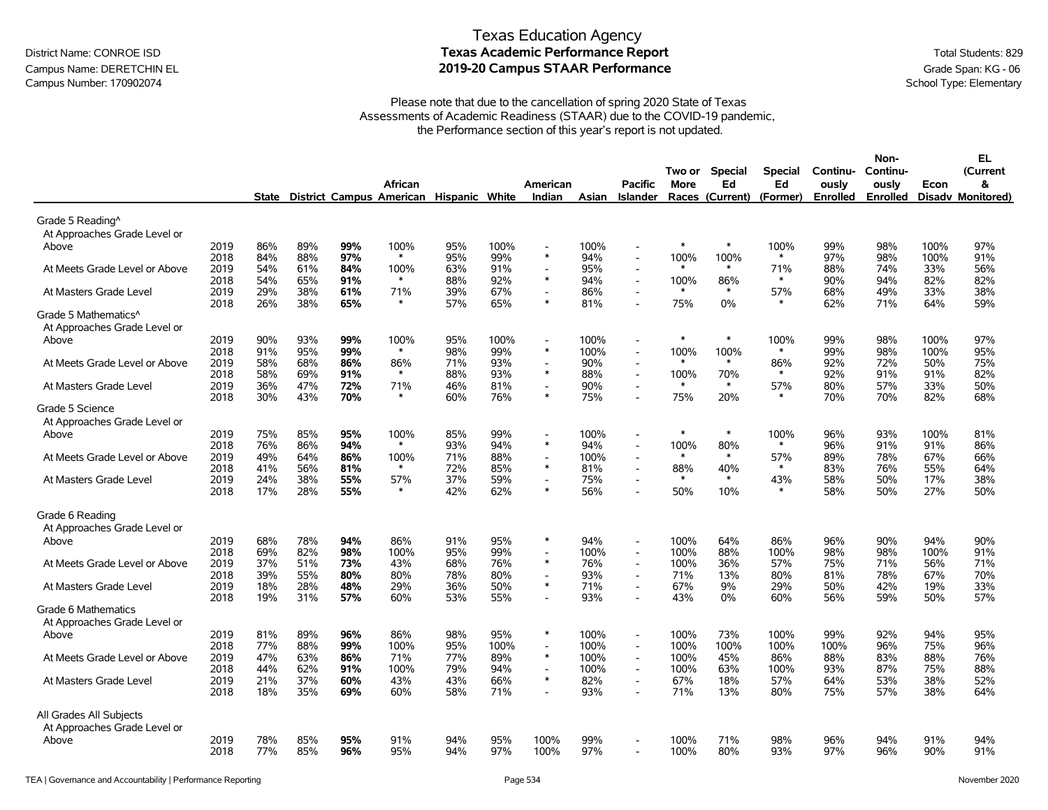# Texas Education Agency

## Texas Academic Performance Report

## 2019-20 Campus STAAR Performance

District Name: CONROE ISD
Campus Name: DERETCHIN EL
Campus Number: 170902074

Total Students: 829
Grade Span: KG - 06
School Type: Elementary

Please note that due to the cancellation of spring 2020 State of Texas Assessments of Academic Readiness (STAAR) due to the COVID-19 pandemic, the Performance section of this year's report is not updated.

| | | State | District | Campus | African American | Hispanic | White | American Indian | Asian | Pacific Islander | Two or More Races | Special Ed (Current) | Special Ed (Former) | Continuously Enrolled | Non-Continuously Enrolled | Econ Disadv | EL (Current & Monitored) |
|---|---|---|---|---|---|---|---|---|---|---|---|---|---|---|---|---|---|
| **Grade 5 Reading^** | | | | | | | | | | | | | | | | | |
| At Approaches Grade Level or Above | 2019 | 86% | 89% | **99%** | 100% | 95% | 100% | - | 100% | - | * | * | 100% | 99% | 98% | 100% | 97% |
| | 2018 | 84% | 88% | **97%** | * | 95% | 99% | * | 94% | - | 100% | 100% | * | 97% | 98% | 100% | 91% |
| At Meets Grade Level or Above | 2019 | 54% | 61% | **84%** | 100% | 63% | 91% | - | 95% | - | * | * | 71% | 88% | 74% | 33% | 56% |
| | 2018 | 54% | 65% | **91%** | * | 88% | 92% | * | 94% | - | 100% | 86% | * | 90% | 94% | 82% | 82% |
| At Masters Grade Level | 2019 | 29% | 38% | **61%** | 71% | 39% | 67% | - | 86% | - | * | * | 57% | 68% | 49% | 33% | 38% |
| | 2018 | 26% | 38% | **65%** | * | 57% | 65% | * | 81% | - | 75% | 0% | * | 62% | 71% | 64% | 59% |
| **Grade 5 Mathematics^** | | | | | | | | | | | | | | | | | |
| At Approaches Grade Level or Above | 2019 | 90% | 93% | **99%** | 100% | 95% | 100% | - | 100% | - | * | * | 100% | 99% | 98% | 100% | 97% |
| | 2018 | 91% | 95% | **99%** | * | 98% | 99% | * | 100% | - | 100% | 100% | * | 99% | 98% | 100% | 95% |
| At Meets Grade Level or Above | 2019 | 58% | 68% | **86%** | 86% | 71% | 93% | - | 90% | - | * | * | 86% | 92% | 72% | 50% | 75% |
| | 2018 | 58% | 69% | **91%** | * | 88% | 93% | * | 88% | - | 100% | 70% | * | 92% | 91% | 91% | 82% |
| At Masters Grade Level | 2019 | 36% | 47% | **72%** | 71% | 46% | 81% | - | 90% | - | * | * | 57% | 80% | 57% | 33% | 50% |
| | 2018 | 30% | 43% | **70%** | * | 60% | 76% | * | 75% | - | 75% | 20% | * | 70% | 70% | 82% | 68% |
| **Grade 5 Science** | | | | | | | | | | | | | | | | | |
| At Approaches Grade Level or Above | 2019 | 75% | 85% | **95%** | 100% | 85% | 99% | - | 100% | - | * | * | 100% | 96% | 93% | 100% | 81% |
| | 2018 | 76% | 86% | **94%** | * | 93% | 94% | * | 94% | - | 100% | 80% | * | 96% | 91% | 91% | 86% |
| At Meets Grade Level or Above | 2019 | 49% | 64% | **86%** | 100% | 71% | 88% | - | 100% | - | * | * | 57% | 89% | 78% | 67% | 66% |
| | 2018 | 41% | 56% | **81%** | * | 72% | 85% | * | 81% | - | 88% | 40% | * | 83% | 76% | 55% | 64% |
| At Masters Grade Level | 2019 | 24% | 38% | **55%** | 57% | 37% | 59% | - | 75% | - | * | * | 43% | 58% | 50% | 17% | 38% |
| | 2018 | 17% | 28% | **55%** | * | 42% | 62% | * | 56% | - | 50% | 10% | * | 58% | 50% | 27% | 50% |
| **Grade 6 Reading** | | | | | | | | | | | | | | | | | |
| At Approaches Grade Level or Above | 2019 | 68% | 78% | **94%** | 86% | 91% | 95% | * | 94% | - | 100% | 64% | 86% | 96% | 90% | 94% | 90% |
| | 2018 | 69% | 82% | **98%** | 100% | 95% | 99% | - | 100% | - | 100% | 88% | 100% | 98% | 98% | 100% | 91% |
| At Meets Grade Level or Above | 2019 | 37% | 51% | **73%** | 43% | 68% | 76% | * | 76% | - | 100% | 36% | 57% | 75% | 71% | 56% | 71% |
| | 2018 | 39% | 55% | **80%** | 80% | 78% | 80% | - | 93% | - | 71% | 13% | 80% | 81% | 78% | 67% | 70% |
| At Masters Grade Level | 2019 | 18% | 28% | **48%** | 29% | 36% | 50% | * | 71% | - | 67% | 9% | 29% | 50% | 42% | 19% | 33% |
| | 2018 | 19% | 31% | **57%** | 60% | 53% | 55% | - | 93% | - | 43% | 0% | 60% | 56% | 59% | 50% | 57% |
| **Grade 6 Mathematics** | | | | | | | | | | | | | | | | | |
| At Approaches Grade Level or Above | 2019 | 81% | 89% | **96%** | 86% | 98% | 95% | * | 100% | - | 100% | 73% | 100% | 99% | 92% | 94% | 95% |
| | 2018 | 77% | 88% | **99%** | 100% | 95% | 100% | - | 100% | - | 100% | 100% | 100% | 100% | 96% | 75% | 96% |
| At Meets Grade Level or Above | 2019 | 47% | 63% | **86%** | 71% | 77% | 89% | * | 100% | - | 100% | 45% | 86% | 88% | 83% | 88% | 76% |
| | 2018 | 44% | 62% | **91%** | 100% | 79% | 94% | - | 100% | - | 100% | 63% | 100% | 93% | 87% | 75% | 88% |
| At Masters Grade Level | 2019 | 21% | 37% | **60%** | 43% | 43% | 66% | * | 82% | - | 67% | 18% | 57% | 64% | 53% | 38% | 52% |
| | 2018 | 18% | 35% | **69%** | 60% | 58% | 71% | - | 93% | - | 71% | 13% | 80% | 75% | 57% | 38% | 64% |
| **All Grades All Subjects** | | | | | | | | | | | | | | | | | |
| At Approaches Grade Level or Above | 2019 | 78% | 85% | **95%** | 91% | 94% | 95% | 100% | 99% | - | 100% | 71% | 98% | 96% | 94% | 91% | 94% |
| | 2018 | 77% | 85% | **96%** | 95% | 94% | 97% | 100% | 97% | - | 100% | 80% | 93% | 97% | 96% | 90% | 91% |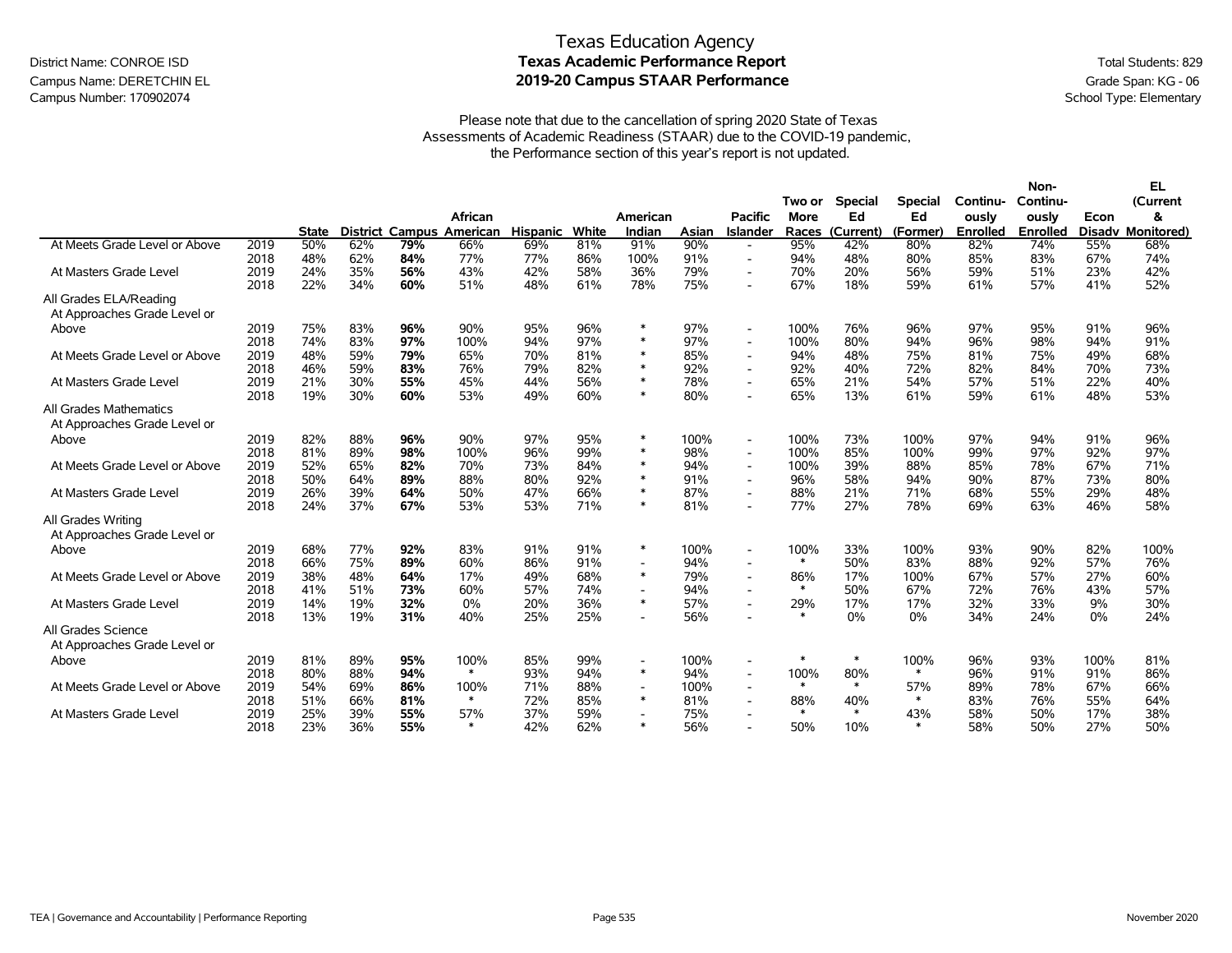Texas Education Agency

District Name: CONROE ISD

Campus Name: DERETCHIN EL

Campus Number: 170902074

**Texas Academic Performance Report**

**2019-20 Campus STAAR Performance**

Total Students: 829

Grade Span: KG - 06

School Type: Elementary

Please note that due to the cancellation of spring 2020 State of Texas Assessments of Academic Readiness (STAAR) due to the COVID-19 pandemic, the Performance section of this year's report is not updated.

| | | State | District | Campus | African American | Hispanic | White | American Indian | Asian | Pacific Islander | Two or More Races | Special Ed (Current) | Special Ed (Former) | Continuously Enrolled | Non-Continuously Enrolled | Econ Disadv | EL (Current & Monitored) |
|---|---|---|---|---|---|---|---|---|---|---|---|---|---|---|---|---|---|
| At Meets Grade Level or Above | 2019 | 50% | 62% | **79%** | 66% | 69% | 81% | 91% | 90% | - | 95% | 42% | 80% | 82% | 74% | 55% | 68% |
| | 2018 | 48% | 62% | **84%** | 77% | 77% | 86% | 100% | 91% | - | 94% | 48% | 80% | 85% | 83% | 67% | 74% |
| At Masters Grade Level | 2019 | 24% | 35% | **56%** | 43% | 42% | 58% | 36% | 79% | - | 70% | 20% | 56% | 59% | 51% | 23% | 42% |
| | 2018 | 22% | 34% | **60%** | 51% | 48% | 61% | 78% | 75% | - | 67% | 18% | 59% | 61% | 57% | 41% | 52% |
| All Grades ELA/Reading | | | | | | | | | | | | | | | | | |
| At Approaches Grade Level or Above | 2019 | 75% | 83% | **96%** | 90% | 95% | 96% | * | 97% | - | 100% | 76% | 96% | 97% | 95% | 91% | 96% |
| | 2018 | 74% | 83% | **97%** | 100% | 94% | 97% | * | 97% | - | 100% | 80% | 94% | 96% | 98% | 94% | 91% |
| At Meets Grade Level or Above | 2019 | 48% | 59% | **79%** | 65% | 70% | 81% | * | 85% | - | 94% | 48% | 75% | 81% | 75% | 49% | 68% |
| | 2018 | 46% | 59% | **83%** | 76% | 79% | 82% | * | 92% | - | 92% | 40% | 72% | 82% | 84% | 70% | 73% |
| At Masters Grade Level | 2019 | 21% | 30% | **55%** | 45% | 44% | 56% | * | 78% | - | 65% | 21% | 54% | 57% | 51% | 22% | 40% |
| | 2018 | 19% | 30% | **60%** | 53% | 49% | 60% | * | 80% | - | 65% | 13% | 61% | 59% | 61% | 48% | 53% |
| All Grades Mathematics | | | | | | | | | | | | | | | | | |
| At Approaches Grade Level or Above | 2019 | 82% | 88% | **96%** | 90% | 97% | 95% | * | 100% | - | 100% | 73% | 100% | 97% | 94% | 91% | 96% |
| | 2018 | 81% | 89% | **98%** | 100% | 96% | 99% | * | 98% | - | 100% | 85% | 100% | 99% | 97% | 92% | 97% |
| At Meets Grade Level or Above | 2019 | 52% | 65% | **82%** | 70% | 73% | 84% | * | 94% | - | 100% | 39% | 88% | 85% | 78% | 67% | 71% |
| | 2018 | 50% | 64% | **89%** | 88% | 80% | 92% | * | 91% | - | 96% | 58% | 94% | 90% | 87% | 73% | 80% |
| At Masters Grade Level | 2019 | 26% | 39% | **64%** | 50% | 47% | 66% | * | 87% | - | 88% | 21% | 71% | 68% | 55% | 29% | 48% |
| | 2018 | 24% | 37% | **67%** | 53% | 53% | 71% | * | 81% | - | 77% | 27% | 78% | 69% | 63% | 46% | 58% |
| All Grades Writing | | | | | | | | | | | | | | | | | |
| At Approaches Grade Level or Above | 2019 | 68% | 77% | **92%** | 83% | 91% | 91% | * | 100% | - | 100% | 33% | 100% | 93% | 90% | 82% | 100% |
| | 2018 | 66% | 75% | **89%** | 60% | 86% | 91% | - | 94% | - | * | 50% | 83% | 88% | 92% | 57% | 76% |
| At Meets Grade Level or Above | 2019 | 38% | 48% | **64%** | 17% | 49% | 68% | * | 79% | - | 86% | 17% | 100% | 67% | 57% | 27% | 60% |
| | 2018 | 41% | 51% | **73%** | 60% | 57% | 74% | - | 94% | - | * | 50% | 67% | 72% | 76% | 43% | 57% |
| At Masters Grade Level | 2019 | 14% | 19% | **32%** | 0% | 20% | 36% | * | 57% | - | 29% | 17% | 17% | 32% | 33% | 9% | 30% |
| | 2018 | 13% | 19% | **31%** | 40% | 25% | 25% | - | 56% | - | * | 0% | 0% | 34% | 24% | 0% | 24% |
| All Grades Science | | | | | | | | | | | | | | | | | |
| At Approaches Grade Level or Above | 2019 | 81% | 89% | **95%** | 100% | 85% | 99% | - | 100% | - | * | * | 100% | 96% | 93% | 100% | 81% |
| | 2018 | 80% | 88% | **94%** | * | 93% | 94% | * | 94% | - | 100% | 80% | * | 96% | 91% | 91% | 86% |
| At Meets Grade Level or Above | 2019 | 54% | 69% | **86%** | 100% | 71% | 88% | - | 100% | - | * | * | 57% | 89% | 78% | 67% | 66% |
| | 2018 | 51% | 66% | **81%** | * | 72% | 85% | * | 81% | - | 88% | 40% | * | 83% | 76% | 55% | 64% |
| At Masters Grade Level | 2019 | 25% | 39% | **55%** | 57% | 37% | 59% | - | 75% | - | * | * | 43% | 58% | 50% | 17% | 38% |
| | 2018 | 23% | 36% | **55%** | * | 42% | 62% | * | 56% | - | 50% | 10% | * | 58% | 50% | 27% | 50% |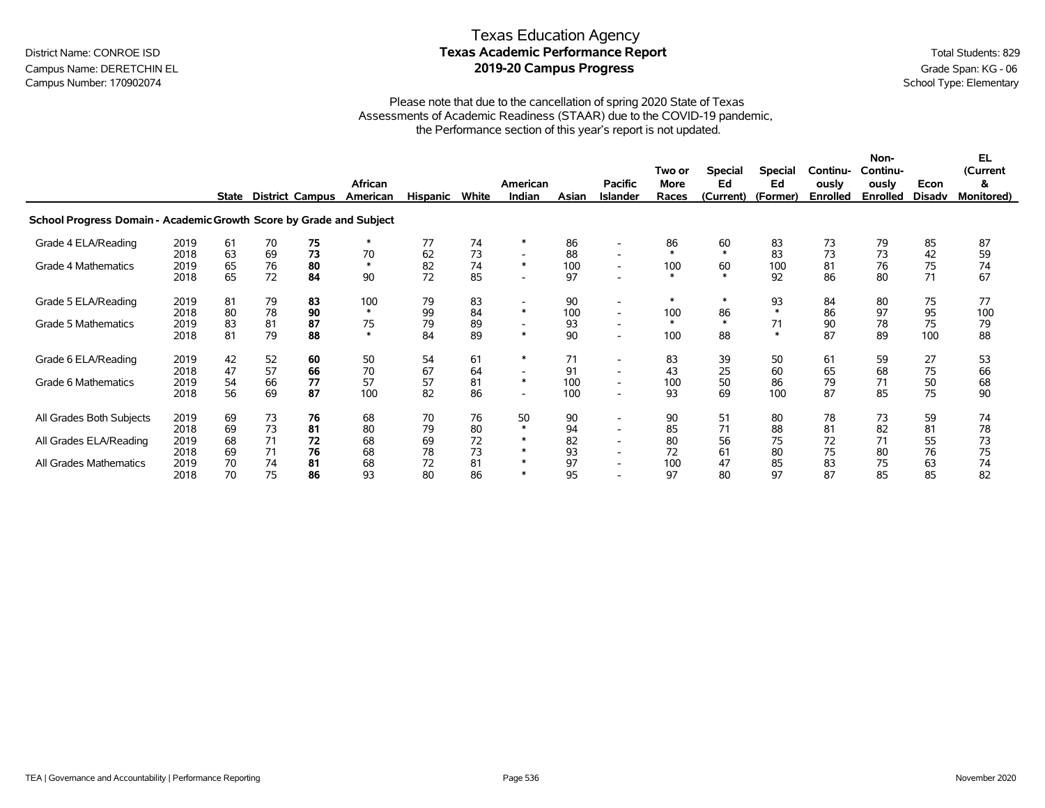Texas Education Agency
**Texas Academic Performance Report**
**2019-20 Campus Progress**

District Name: CONROE ISD
Campus Name: DERETCHIN EL
Campus Number: 170902074

Total Students: 829
Grade Span: KG - 06
School Type: Elementary

Please note that due to the cancellation of spring 2020 State of Texas Assessments of Academic Readiness (STAAR) due to the COVID-19 pandemic, the Performance section of this year's report is not updated.

| | | State | District | Campus | African American | Hispanic | White | American Indian | Asian | Pacific Islander | Two or More Races | Special Ed (Current) | Special Ed (Former) | Continuously Enrolled | Non-Continuously Enrolled | Econ Disadv | EL (Current & Monitored) |
|---|---|---|---|---|---|---|---|---|---|---|---|---|---|---|---|---|---|
| **School Progress Domain - Academic Growth Score by Grade and Subject** | | | | | | | | | | | | | | | | | |
| Grade 4 ELA/Reading | 2019 | 61 | 70 | **75** | * | 77 | 74 | * | 86 | - | 86 | 60 | 83 | 73 | 79 | 85 | 87 |
| | 2018 | 63 | 69 | **73** | 70 | 62 | 73 | - | 88 | - | * | * | 83 | 73 | 73 | 42 | 59 |
| Grade 4 Mathematics | 2019 | 65 | 76 | **80** | * | 82 | 74 | * | 100 | - | 100 | 60 | 100 | 81 | 76 | 75 | 74 |
| | 2018 | 65 | 72 | **84** | 90 | 72 | 85 | - | 97 | - | * | * | 92 | 86 | 80 | 71 | 67 |
| Grade 5 ELA/Reading | 2019 | 81 | 79 | **83** | 100 | 79 | 83 | - | 90 | - | * | * | 93 | 84 | 80 | 75 | 77 |
| | 2018 | 80 | 78 | **90** | * | 99 | 84 | * | 100 | - | 100 | 86 | * | 86 | 97 | 95 | 100 |
| Grade 5 Mathematics | 2019 | 83 | 81 | **87** | 75 | 79 | 89 | - | 93 | - | * | * | 71 | 90 | 78 | 75 | 79 |
| | 2018 | 81 | 79 | **88** | * | 84 | 89 | * | 90 | - | 100 | 88 | * | 87 | 89 | 100 | 88 |
| Grade 6 ELA/Reading | 2019 | 42 | 52 | **60** | 50 | 54 | 61 | * | 71 | - | 83 | 39 | 50 | 61 | 59 | 27 | 53 |
| | 2018 | 47 | 57 | **66** | 70 | 67 | 64 | - | 91 | - | 43 | 25 | 60 | 65 | 68 | 75 | 66 |
| Grade 6 Mathematics | 2019 | 54 | 66 | **77** | 57 | 57 | 81 | * | 100 | - | 100 | 50 | 86 | 79 | 71 | 50 | 68 |
| | 2018 | 56 | 69 | **87** | 100 | 82 | 86 | - | 100 | - | 93 | 69 | 100 | 87 | 85 | 75 | 90 |
| All Grades Both Subjects | 2019 | 69 | 73 | **76** | 68 | 70 | 76 | 50 | 90 | - | 90 | 51 | 80 | 78 | 73 | 59 | 74 |
| | 2018 | 69 | 73 | **81** | 80 | 79 | 80 | * | 94 | - | 85 | 71 | 88 | 81 | 82 | 81 | 78 |
| All Grades ELA/Reading | 2019 | 68 | 71 | **72** | 68 | 69 | 72 | * | 82 | - | 80 | 56 | 75 | 72 | 71 | 55 | 73 |
| | 2018 | 69 | 71 | **76** | 68 | 78 | 73 | * | 93 | - | 72 | 61 | 80 | 75 | 80 | 76 | 75 |
| All Grades Mathematics | 2019 | 70 | 74 | **81** | 68 | 72 | 81 | * | 97 | - | 100 | 47 | 85 | 83 | 75 | 63 | 74 |
| | 2018 | 70 | 75 | **86** | 93 | 80 | 86 | * | 95 | - | 97 | 80 | 97 | 87 | 85 | 85 | 82 |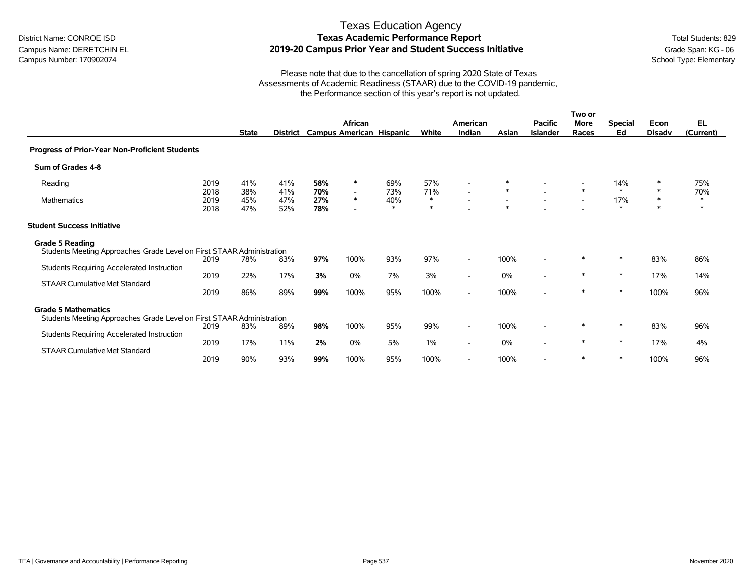District Name: CONROE ISD
Campus Name: DERETCHIN EL
Campus Number: 170902074

# Texas Education Agency
## Texas Academic Performance Report
## 2019-20 Campus Prior Year and Student Success Initiative

Total Students: 829
Grade Span: KG - 06
School Type: Elementary

Please note that due to the cancellation of spring 2020 State of Texas Assessments of Academic Readiness (STAAR) due to the COVID-19 pandemic, the Performance section of this year's report is not updated.

| | | State | District | Campus | African American | Hispanic | White | American Indian | Asian | Pacific Islander | Two or More Races | Special Ed | Econ Disadv | EL (Current) |
|---|---|---|---|---|---|---|---|---|---|---|---|---|---|---|
| **Progress of Prior-Year Non-Proficient Students** | | | | | | | | | | | | | | |
| **Sum of Grades 4-8** | | | | | | | | | | | | | | |
| Reading | 2019 | 41% | 41% | **58%** | * | 69% | 57% | - | * | - | - | 14% | * | 75% |
| | 2018 | 38% | 41% | **70%** | - | 73% | 71% | - | * | - | * | * | * | 70% |
| Mathematics | 2019 | 45% | 47% | **27%** | * | 40% | * | - | - | - | - | 17% | * | * |
| | 2018 | 47% | 52% | **78%** | - | * | * | - | * | - | - | * | * | * |
| **Student Success Initiative** | | | | | | | | | | | | | | |
| **Grade 5 Reading** | | | | | | | | | | | | | | |
| Students Meeting Approaches Grade Level on First STAAR Administration | 2019 | 78% | 83% | **97%** | 100% | 93% | 97% | - | 100% | - | * | * | 83% | 86% |
| Students Requiring Accelerated Instruction | 2019 | 22% | 17% | **3%** | 0% | 7% | 3% | - | 0% | - | * | * | 17% | 14% |
| STAAR Cumulative Met Standard | 2019 | 86% | 89% | **99%** | 100% | 95% | 100% | - | 100% | - | * | * | 100% | 96% |
| **Grade 5 Mathematics** | | | | | | | | | | | | | | |
| Students Meeting Approaches Grade Level on First STAAR Administration | 2019 | 83% | 89% | **98%** | 100% | 95% | 99% | - | 100% | - | * | * | 83% | 96% |
| Students Requiring Accelerated Instruction | 2019 | 17% | 11% | **2%** | 0% | 5% | 1% | - | 0% | - | * | * | 17% | 4% |
| STAAR Cumulative Met Standard | 2019 | 90% | 93% | **99%** | 100% | 95% | 100% | - | 100% | - | * | * | 100% | 96% |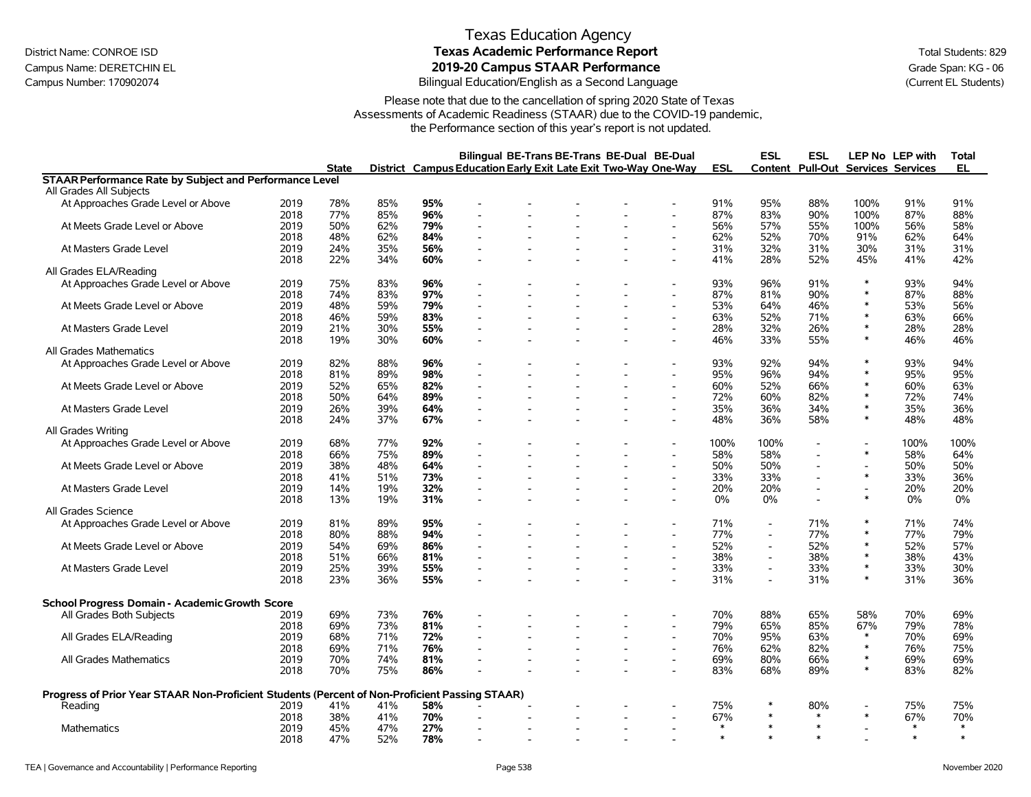# Texas Education Agency

## Texas Academic Performance Report

## 2019-20 Campus STAAR Performance

District Name: CONROE ISD
Campus Name: DERETCHIN EL
Campus Number: 170902074

Bilingual Education/English as a Second Language

Total Students: 829
Grade Span: KG - 06
(Current EL Students)

Please note that due to the cancellation of spring 2020 State of Texas Assessments of Academic Readiness (STAAR) due to the COVID-19 pandemic, the Performance section of this year's report is not updated.

| | | State | District | Campus | Bilingual Education | BE-Trans Early Exit | BE-Trans Late Exit | BE-Dual Two-Way | BE-Dual One-Way | ESL | ESL Content | ESL Pull-Out | LEP No Services | LEP with Services | Total EL |
|---|---|---|---|---|---|---|---|---|---|---|---|---|---|---|---|
| **STAAR Performance Rate by Subject and Performance Level** | | | | | | | | | | | | | | | |
| All Grades All Subjects | | | | | | | | | | | | | | | |
| At Approaches Grade Level or Above | 2019 | 78% | 85% | **95%** | - | - | - | - | - | 91% | 95% | 88% | 100% | 91% | 91% |
| | 2018 | 77% | 85% | **96%** | - | - | - | - | - | 87% | 83% | 90% | 100% | 87% | 88% |
| At Meets Grade Level or Above | 2019 | 50% | 62% | **79%** | - | - | - | - | - | 56% | 57% | 55% | 100% | 56% | 58% |
| | 2018 | 48% | 62% | **84%** | - | - | - | - | - | 62% | 52% | 70% | 91% | 62% | 64% |
| At Masters Grade Level | 2019 | 24% | 35% | **56%** | - | - | - | - | - | 31% | 32% | 31% | 30% | 31% | 31% |
| | 2018 | 22% | 34% | **60%** | - | - | - | - | - | 41% | 28% | 52% | 45% | 41% | 42% |
| All Grades ELA/Reading | | | | | | | | | | | | | | | |
| At Approaches Grade Level or Above | 2019 | 75% | 83% | **96%** | - | - | - | - | - | 93% | 96% | 91% | * | 93% | 94% |
| | 2018 | 74% | 83% | **97%** | - | - | - | - | - | 87% | 81% | 90% | * | 87% | 88% |
| At Meets Grade Level or Above | 2019 | 48% | 59% | **79%** | - | - | - | - | - | 53% | 64% | 46% | * | 53% | 56% |
| | 2018 | 46% | 59% | **83%** | - | - | - | - | - | 63% | 52% | 71% | * | 63% | 66% |
| At Masters Grade Level | 2019 | 21% | 30% | **55%** | - | - | - | - | - | 28% | 32% | 26% | * | 28% | 28% |
| | 2018 | 19% | 30% | **60%** | - | - | - | - | - | 46% | 33% | 55% | * | 46% | 46% |
| All Grades Mathematics | | | | | | | | | | | | | | | |
| At Approaches Grade Level or Above | 2019 | 82% | 88% | **96%** | - | - | - | - | - | 93% | 92% | 94% | * | 93% | 94% |
| | 2018 | 81% | 89% | **98%** | - | - | - | - | - | 95% | 96% | 94% | * | 95% | 95% |
| At Meets Grade Level or Above | 2019 | 52% | 65% | **82%** | - | - | - | - | - | 60% | 52% | 66% | * | 60% | 63% |
| | 2018 | 50% | 64% | **89%** | - | - | - | - | - | 72% | 60% | 82% | * | 72% | 74% |
| At Masters Grade Level | 2019 | 26% | 39% | **64%** | - | - | - | - | - | 35% | 36% | 34% | * | 35% | 36% |
| | 2018 | 24% | 37% | **67%** | - | - | - | - | - | 48% | 36% | 58% | * | 48% | 48% |
| All Grades Writing | | | | | | | | | | | | | | | |
| At Approaches Grade Level or Above | 2019 | 68% | 77% | **92%** | - | - | - | - | - | 100% | 100% | - | - | 100% | 100% |
| | 2018 | 66% | 75% | **89%** | - | - | - | - | - | 58% | 58% | - | * | 58% | 64% |
| At Meets Grade Level or Above | 2019 | 38% | 48% | **64%** | - | - | - | - | - | 50% | 50% | - | - | 50% | 50% |
| | 2018 | 41% | 51% | **73%** | - | - | - | - | - | 33% | 33% | - | * | 33% | 36% |
| At Masters Grade Level | 2019 | 14% | 19% | **32%** | - | - | - | - | - | 20% | 20% | - | - | 20% | 20% |
| | 2018 | 13% | 19% | **31%** | - | - | - | - | - | 0% | 0% | - | * | 0% | 0% |
| All Grades Science | | | | | | | | | | | | | | | |
| At Approaches Grade Level or Above | 2019 | 81% | 89% | **95%** | - | - | - | - | - | 71% | - | 71% | * | 71% | 74% |
| | 2018 | 80% | 88% | **94%** | - | - | - | - | - | 77% | - | 77% | * | 77% | 79% |
| At Meets Grade Level or Above | 2019 | 54% | 69% | **86%** | - | - | - | - | - | 52% | - | 52% | * | 52% | 57% |
| | 2018 | 51% | 66% | **81%** | - | - | - | - | - | 38% | - | 38% | * | 38% | 43% |
| At Masters Grade Level | 2019 | 25% | 39% | **55%** | - | - | - | - | - | 33% | - | 33% | * | 33% | 30% |
| | 2018 | 23% | 36% | **55%** | - | - | - | - | - | 31% | - | 31% | * | 31% | 36% |
| **School Progress Domain - Academic Growth Score** | | | | | | | | | | | | | | | |
| All Grades Both Subjects | 2019 | 69% | 73% | **76%** | - | - | - | - | - | 70% | 88% | 65% | 58% | 70% | 69% |
| | 2018 | 69% | 73% | **81%** | - | - | - | - | - | 79% | 65% | 85% | 67% | 79% | 78% |
| All Grades ELA/Reading | 2019 | 68% | 71% | **72%** | - | - | - | - | - | 70% | 95% | 63% | * | 70% | 69% |
| | 2018 | 69% | 71% | **76%** | - | - | - | - | - | 76% | 62% | 82% | * | 76% | 75% |
| All Grades Mathematics | 2019 | 70% | 74% | **81%** | - | - | - | - | - | 69% | 80% | 66% | * | 69% | 69% |
| | 2018 | 70% | 75% | **86%** | - | - | - | - | - | 83% | 68% | 89% | * | 83% | 82% |
| **Progress of Prior Year STAAR Non-Proficient Students (Percent of Non-Proficient Passing STAAR)** | | | | | | | | | | | | | | | |
| Reading | 2019 | 41% | 41% | **58%** | - | - | - | - | - | 75% | * | 80% | - | 75% | 75% |
| | 2018 | 38% | 41% | **70%** | - | - | - | - | - | 67% | * | * | * | 67% | 70% |
| Mathematics | 2019 | 45% | 47% | **27%** | - | - | - | - | - | * | * | * | - | * | * |
| | 2018 | 47% | 52% | **78%** | - | - | - | - | - | * | * | * | - | * | * |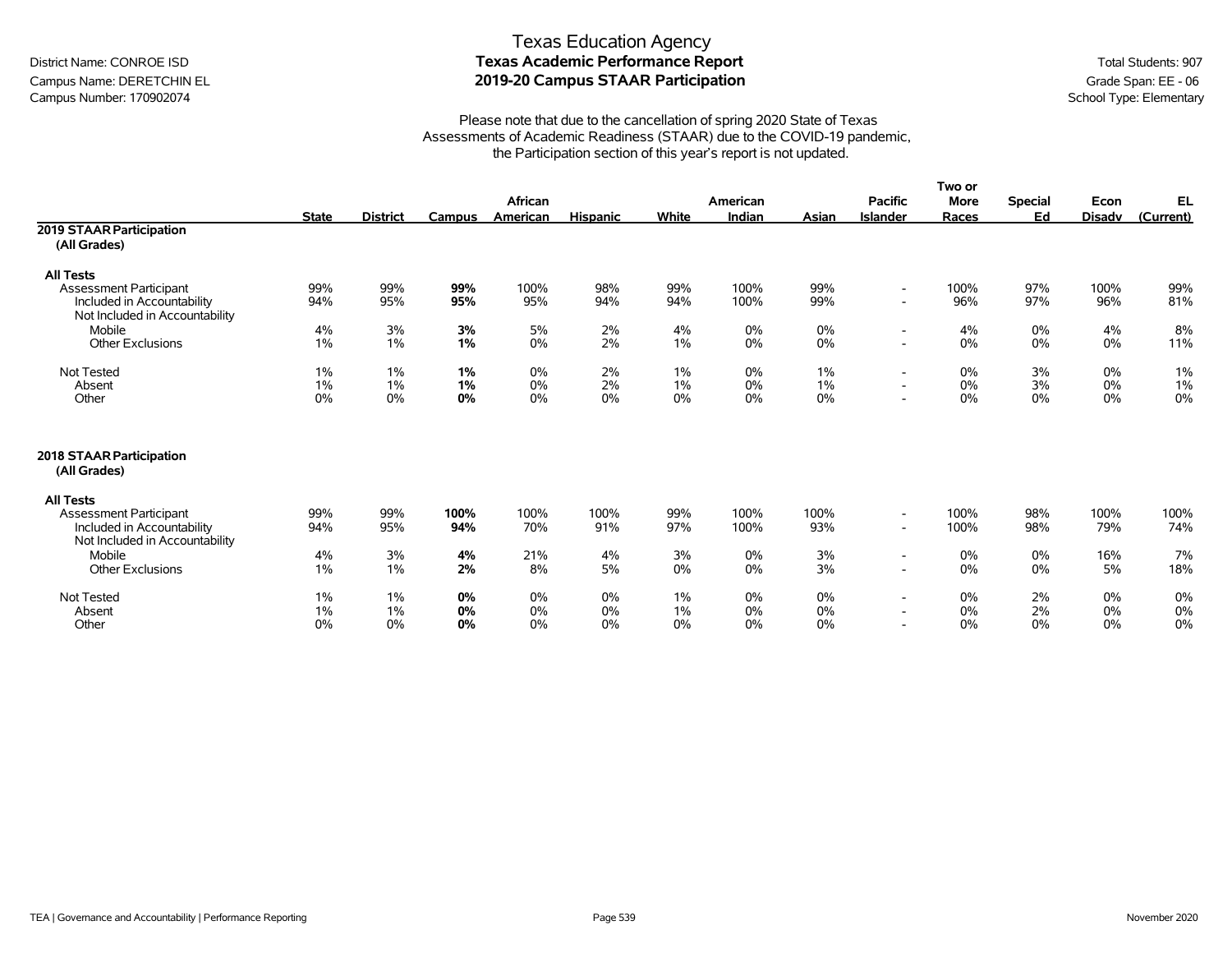# Texas Education Agency
## Texas Academic Performance Report
## 2019-20 Campus STAAR Participation

District Name: CONROE ISD
Campus Name: DERETCHIN EL
Campus Number: 170902074

Total Students: 907
Grade Span: EE - 06
School Type: Elementary

Please note that due to the cancellation of spring 2020 State of Texas Assessments of Academic Readiness (STAAR) due to the COVID-19 pandemic, the Participation section of this year's report is not updated.

| | State | District | Campus | African American | Hispanic | White | American Indian | Asian | Pacific Islander | Two or More Races | Special Ed | Econ Disadv | EL (Current) |
|---|---|---|---|---|---|---|---|---|---|---|---|---|---|
| **2019 STAAR Participation (All Grades)** | | | | | | | | | | | | | |
| **All Tests** | | | | | | | | | | | | | |
| Assessment Participant | 99% | 99% | **99%** | 100% | 98% | 99% | 100% | 99% | - | 100% | 97% | 100% | 99% |
| Included in Accountability | 94% | 95% | **95%** | 95% | 94% | 94% | 100% | 99% | - | 96% | 97% | 96% | 81% |
| Not Included in Accountability | | | | | | | | | | | | | |
| Mobile | 4% | 3% | **3%** | 5% | 2% | 4% | 0% | 0% | - | 4% | 0% | 4% | 8% |
| Other Exclusions | 1% | 1% | **1%** | 0% | 2% | 1% | 0% | 0% | - | 0% | 0% | 0% | 11% |
| Not Tested | 1% | 1% | **1%** | 0% | 2% | 1% | 0% | 1% | - | 0% | 3% | 0% | 1% |
| Absent | 1% | 1% | **1%** | 0% | 2% | 1% | 0% | 1% | - | 0% | 3% | 0% | 1% |
| Other | 0% | 0% | **0%** | 0% | 0% | 0% | 0% | 0% | - | 0% | 0% | 0% | 0% |
| **2018 STAAR Participation (All Grades)** | | | | | | | | | | | | | |
| **All Tests** | | | | | | | | | | | | | |
| Assessment Participant | 99% | 99% | **100%** | 100% | 100% | 99% | 100% | 100% | - | 100% | 98% | 100% | 100% |
| Included in Accountability | 94% | 95% | **94%** | 70% | 91% | 97% | 100% | 93% | - | 100% | 98% | 79% | 74% |
| Not Included in Accountability | | | | | | | | | | | | | |
| Mobile | 4% | 3% | **4%** | 21% | 4% | 3% | 0% | 3% | - | 0% | 0% | 16% | 7% |
| Other Exclusions | 1% | 1% | **2%** | 8% | 5% | 0% | 0% | 3% | - | 0% | 0% | 5% | 18% |
| Not Tested | 1% | 1% | **0%** | 0% | 0% | 1% | 0% | 0% | - | 0% | 2% | 0% | 0% |
| Absent | 1% | 1% | **0%** | 0% | 0% | 1% | 0% | 0% | - | 0% | 2% | 0% | 0% |
| Other | 0% | 0% | **0%** | 0% | 0% | 0% | 0% | 0% | - | 0% | 0% | 0% | 0% |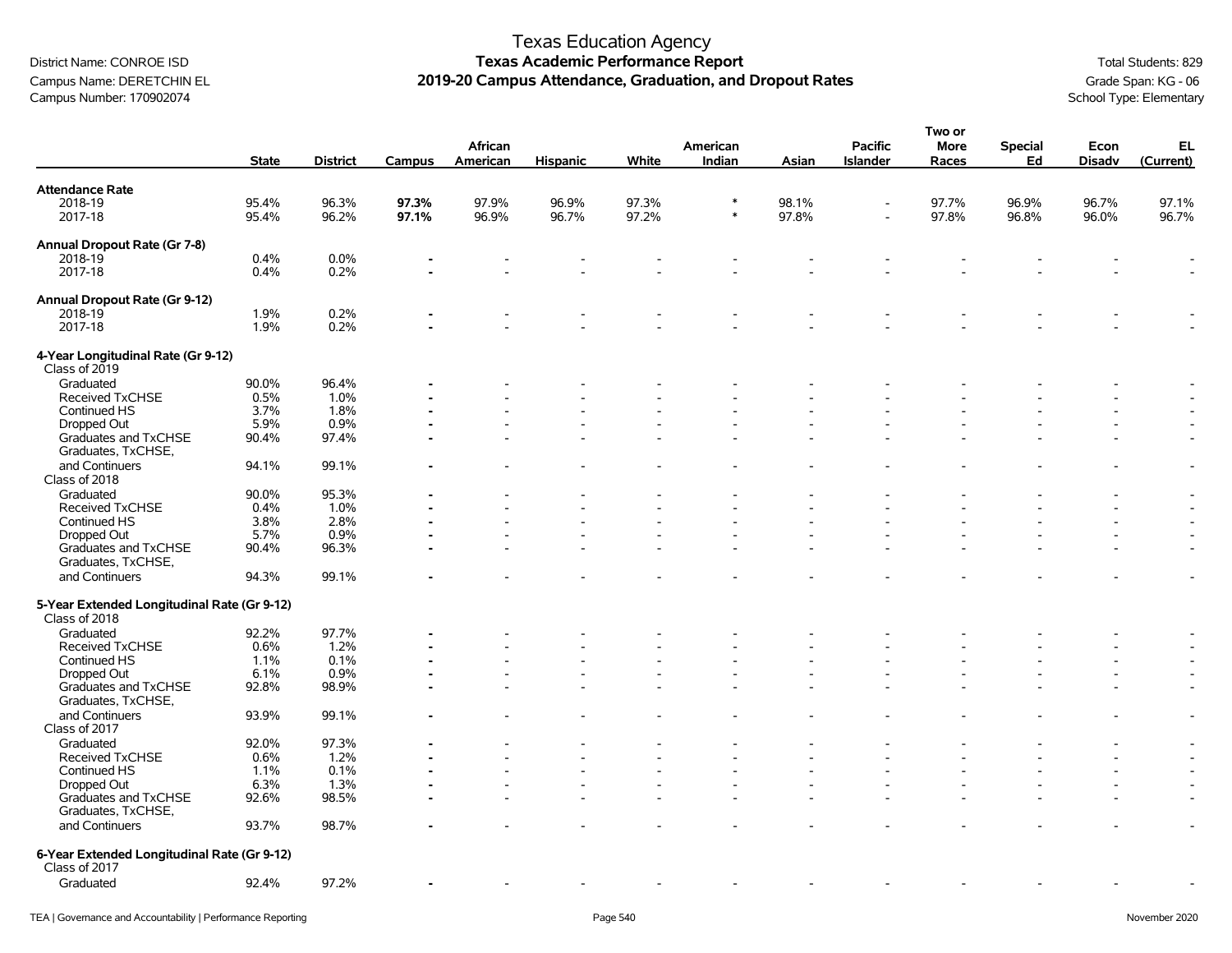District Name: CONROE ISD
Campus Name: DERETCHIN EL
Campus Number: 170902074

# Texas Education Agency
## Texas Academic Performance Report
## 2019-20 Campus Attendance, Graduation, and Dropout Rates

Total Students: 829
Grade Span: KG - 06
School Type: Elementary

| | State | District | Campus | African American | Hispanic | White | American Indian | Asian | Pacific Islander | Two or More Races | Special Ed | Econ Disadv | EL (Current) |
|---|---|---|---|---|---|---|---|---|---|---|---|---|---|
| **Attendance Rate** | | | | | | | | | | | | | |
| 2018-19 | 95.4% | 96.3% | **97.3%** | 97.9% | 96.9% | 97.3% | * | 98.1% | - | 97.7% | 96.9% | 96.7% | 97.1% |
| 2017-18 | 95.4% | 96.2% | **97.1%** | 96.9% | 96.7% | 97.2% | * | 97.8% | - | 97.8% | 96.8% | 96.0% | 96.7% |
| **Annual Dropout Rate (Gr 7-8)** | | | | | | | | | | | | | |
| 2018-19 | 0.4% | 0.0% | - | - | - | - | - | - | - | - | - | - | - |
| 2017-18 | 0.4% | 0.2% | - | - | - | - | - | - | - | - | - | - | - |
| **Annual Dropout Rate (Gr 9-12)** | | | | | | | | | | | | | |
| 2018-19 | 1.9% | 0.2% | - | - | - | - | - | - | - | - | - | - | - |
| 2017-18 | 1.9% | 0.2% | - | - | - | - | - | - | - | - | - | - | - |
| **4-Year Longitudinal Rate (Gr 9-12)** | | | | | | | | | | | | | |
| Class of 2019 | | | | | | | | | | | | | |
| Graduated | 90.0% | 96.4% | - | - | - | - | - | - | - | - | - | - | - |
| Received TxCHSE | 0.5% | 1.0% | - | - | - | - | - | - | - | - | - | - | - |
| Continued HS | 3.7% | 1.8% | - | - | - | - | - | - | - | - | - | - | - |
| Dropped Out | 5.9% | 0.9% | - | - | - | - | - | - | - | - | - | - | - |
| Graduates and TxCHSE | 90.4% | 97.4% | - | - | - | - | - | - | - | - | - | - | - |
| Graduates, TxCHSE, and Continuers | 94.1% | 99.1% | - | - | - | - | - | - | - | - | - | - | - |
| Class of 2018 | | | | | | | | | | | | | |
| Graduated | 90.0% | 95.3% | - | - | - | - | - | - | - | - | - | - | - |
| Received TxCHSE | 0.4% | 1.0% | - | - | - | - | - | - | - | - | - | - | - |
| Continued HS | 3.8% | 2.8% | - | - | - | - | - | - | - | - | - | - | - |
| Dropped Out | 5.7% | 0.9% | - | - | - | - | - | - | - | - | - | - | - |
| Graduates and TxCHSE | 90.4% | 96.3% | - | - | - | - | - | - | - | - | - | - | - |
| Graduates, TxCHSE, and Continuers | 94.3% | 99.1% | - | - | - | - | - | - | - | - | - | - | - |
| **5-Year Extended Longitudinal Rate (Gr 9-12)** | | | | | | | | | | | | | |
| Class of 2018 | | | | | | | | | | | | | |
| Graduated | 92.2% | 97.7% | - | - | - | - | - | - | - | - | - | - | - |
| Received TxCHSE | 0.6% | 1.2% | - | - | - | - | - | - | - | - | - | - | - |
| Continued HS | 1.1% | 0.1% | - | - | - | - | - | - | - | - | - | - | - |
| Dropped Out | 6.1% | 0.9% | - | - | - | - | - | - | - | - | - | - | - |
| Graduates and TxCHSE | 92.8% | 98.9% | - | - | - | - | - | - | - | - | - | - | - |
| Graduates, TxCHSE, and Continuers | 93.9% | 99.1% | - | - | - | - | - | - | - | - | - | - | - |
| Class of 2017 | | | | | | | | | | | | | |
| Graduated | 92.0% | 97.3% | - | - | - | - | - | - | - | - | - | - | - |
| Received TxCHSE | 0.6% | 1.2% | - | - | - | - | - | - | - | - | - | - | - |
| Continued HS | 1.1% | 0.1% | - | - | - | - | - | - | - | - | - | - | - |
| Dropped Out | 6.3% | 1.3% | - | - | - | - | - | - | - | - | - | - | - |
| Graduates and TxCHSE | 92.6% | 98.5% | - | - | - | - | - | - | - | - | - | - | - |
| Graduates, TxCHSE, and Continuers | 93.7% | 98.7% | - | - | - | - | - | - | - | - | - | - | - |
| **6-Year Extended Longitudinal Rate (Gr 9-12)** | | | | | | | | | | | | | |
| Class of 2017 | | | | | | | | | | | | | |
| Graduated | 92.4% | 97.2% | - | - | - | - | - | - | - | - | - | - | - |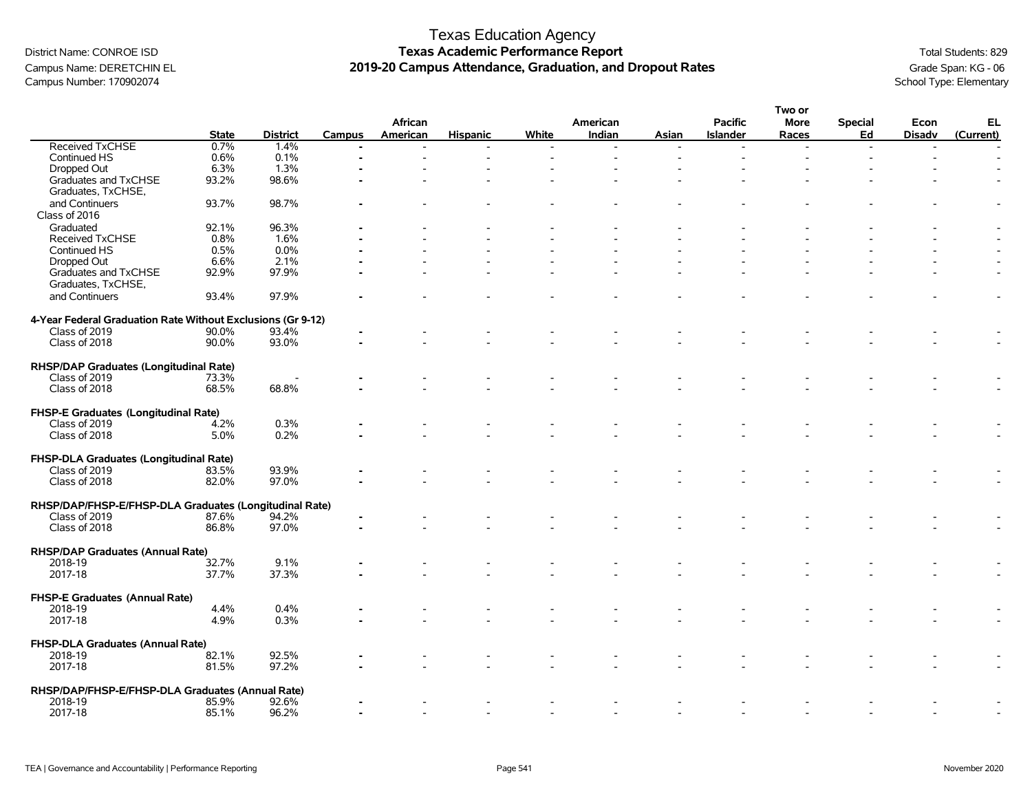# Texas Education Agency
## Texas Academic Performance Report
### 2019-20 Campus Attendance, Graduation, and Dropout Rates

District Name: CONROE ISD
Campus Name: DERETCHIN EL
Campus Number: 170902074

Total Students: 829
Grade Span: KG - 06
School Type: Elementary

| | State | District | Campus | African American | Hispanic | White | American Indian | Asian | Pacific Islander | Two or More Races | Special Ed | Econ Disadv | EL (Current) |
|---|---|---|---|---|---|---|---|---|---|---|---|---|---|
| Received TxCHSE | 0.7% | 1.4% | - | - | - | - | - | - | - | - | - | - | - |
| Continued HS | 0.6% | 0.1% | - | - | - | - | - | - | - | - | - | - | - |
| Dropped Out | 6.3% | 1.3% | - | - | - | - | - | - | - | - | - | - | - |
| Graduates and TxCHSE | 93.2% | 98.6% | - | - | - | - | - | - | - | - | - | - | - |
| Graduates, TxCHSE, and Continuers | 93.7% | 98.7% | - | - | - | - | - | - | - | - | - | - | - |
| Class of 2016 | | | | | | | | | | | | | |
| Graduated | 92.1% | 96.3% | - | - | - | - | - | - | - | - | - | - | - |
| Received TxCHSE | 0.8% | 1.6% | - | - | - | - | - | - | - | - | - | - | - |
| Continued HS | 0.5% | 0.0% | - | - | - | - | - | - | - | - | - | - | - |
| Dropped Out | 6.6% | 2.1% | - | - | - | - | - | - | - | - | - | - | - |
| Graduates and TxCHSE | 92.9% | 97.9% | - | - | - | - | - | - | - | - | - | - | - |
| Graduates, TxCHSE, and Continuers | 93.4% | 97.9% | - | - | - | - | - | - | - | - | - | - | - |
| **4-Year Federal Graduation Rate Without Exclusions (Gr 9-12)** | | | | | | | | | | | | | |
| Class of 2019 | 90.0% | 93.4% | - | - | - | - | - | - | - | - | - | - | - |
| Class of 2018 | 90.0% | 93.0% | - | - | - | - | - | - | - | - | - | - | - |
| **RHSP/DAP Graduates (Longitudinal Rate)** | | | | | | | | | | | | | |
| Class of 2019 | 73.3% | - | - | - | - | - | - | - | - | - | - | - | - |
| Class of 2018 | 68.5% | 68.8% | - | - | - | - | - | - | - | - | - | - | - |
| **FHSP-E Graduates (Longitudinal Rate)** | | | | | | | | | | | | | |
| Class of 2019 | 4.2% | 0.3% | - | - | - | - | - | - | - | - | - | - | - |
| Class of 2018 | 5.0% | 0.2% | - | - | - | - | - | - | - | - | - | - | - |
| **FHSP-DLA Graduates (Longitudinal Rate)** | | | | | | | | | | | | | |
| Class of 2019 | 83.5% | 93.9% | - | - | - | - | - | - | - | - | - | - | - |
| Class of 2018 | 82.0% | 97.0% | - | - | - | - | - | - | - | - | - | - | - |
| **RHSP/DAP/FHSP-E/FHSP-DLA Graduates (Longitudinal Rate)** | | | | | | | | | | | | | |
| Class of 2019 | 87.6% | 94.2% | - | - | - | - | - | - | - | - | - | - | - |
| Class of 2018 | 86.8% | 97.0% | - | - | - | - | - | - | - | - | - | - | - |
| **RHSP/DAP Graduates (Annual Rate)** | | | | | | | | | | | | | |
| 2018-19 | 32.7% | 9.1% | - | - | - | - | - | - | - | - | - | - | - |
| 2017-18 | 37.7% | 37.3% | - | - | - | - | - | - | - | - | - | - | - |
| **FHSP-E Graduates (Annual Rate)** | | | | | | | | | | | | | |
| 2018-19 | 4.4% | 0.4% | - | - | - | - | - | - | - | - | - | - | - |
| 2017-18 | 4.9% | 0.3% | - | - | - | - | - | - | - | - | - | - | - |
| **FHSP-DLA Graduates (Annual Rate)** | | | | | | | | | | | | | |
| 2018-19 | 82.1% | 92.5% | - | - | - | - | - | - | - | - | - | - | - |
| 2017-18 | 81.5% | 97.2% | - | - | - | - | - | - | - | - | - | - | - |
| **RHSP/DAP/FHSP-E/FHSP-DLA Graduates (Annual Rate)** | | | | | | | | | | | | | |
| 2018-19 | 85.9% | 92.6% | - | - | - | - | - | - | - | - | - | - | - |
| 2017-18 | 85.1% | 96.2% | - | - | - | - | - | - | - | - | - | - | - |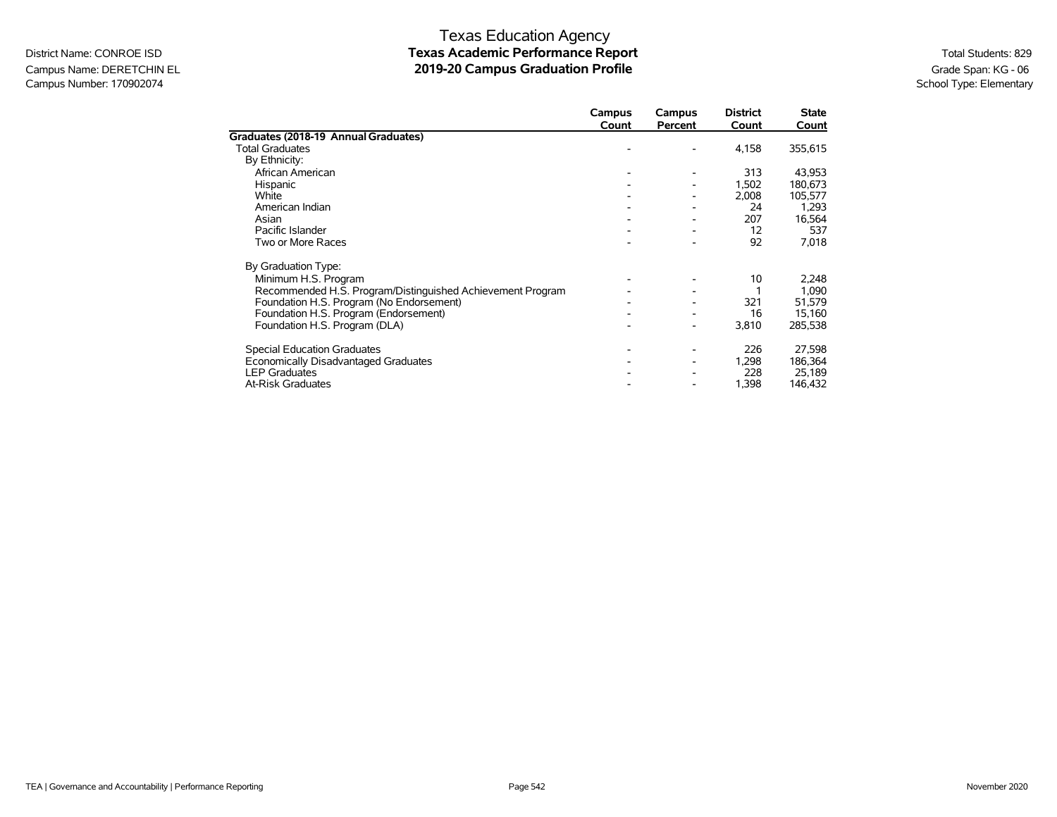# Texas Education Agency
## Texas Academic Performance Report
## 2019-20 Campus Graduation Profile

District Name: CONROE ISD
Campus Name: DERETCHIN EL
Campus Number: 170902074

Total Students: 829
Grade Span: KG - 06
School Type: Elementary

| | Campus Count | Campus Percent | District Count | State Count |
|---|---|---|---|---|
| **Graduates (2018-19 Annual Graduates)** | | | | |
| Total Graduates | - | - | 4,158 | 355,615 |
| By Ethnicity: | | | | |
| African American | - | - | 313 | 43,953 |
| Hispanic | - | - | 1,502 | 180,673 |
| White | - | - | 2,008 | 105,577 |
| American Indian | - | - | 24 | 1,293 |
| Asian | - | - | 207 | 16,564 |
| Pacific Islander | - | - | 12 | 537 |
| Two or More Races | - | - | 92 | 7,018 |
| By Graduation Type: | | | | |
| Minimum H.S. Program | - | - | 10 | 2,248 |
| Recommended H.S. Program/Distinguished Achievement Program | - | - | 1 | 1,090 |
| Foundation H.S. Program (No Endorsement) | - | - | 321 | 51,579 |
| Foundation H.S. Program (Endorsement) | - | - | 16 | 15,160 |
| Foundation H.S. Program (DLA) | - | - | 3,810 | 285,538 |
| Special Education Graduates | - | - | 226 | 27,598 |
| Economically Disadvantaged Graduates | - | - | 1,298 | 186,364 |
| LEP Graduates | - | - | 228 | 25,189 |
| At-Risk Graduates | - | - | 1,398 | 146,432 |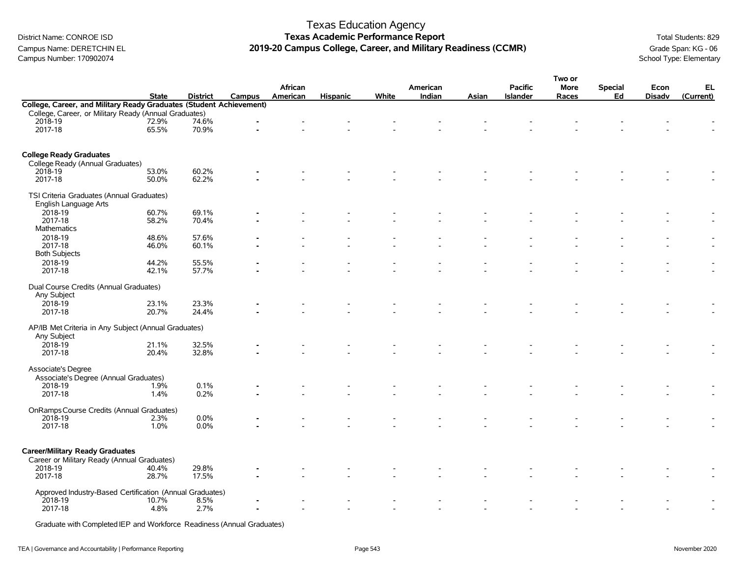# Texas Education Agency
## Texas Academic Performance Report
## 2019-20 Campus College, Career, and Military Readiness (CCMR)

District Name: CONROE ISD
Campus Name: DERETCHIN EL
Campus Number: 170902074

Total Students: 829
Grade Span: KG - 06
School Type: Elementary

| | State | District | Campus | African American | Hispanic | White | American Indian | Asian | Pacific Islander | Two or More Races | Special Ed | Econ Disadv | EL (Current) |
|---|---|---|---|---|---|---|---|---|---|---|---|---|---|
| **College, Career, and Military Ready Graduates (Student Achievement)** | | | | | | | | | | | | | |
| College, Career, or Military Ready (Annual Graduates) | | | | | | | | | | | | | |
| 2018-19 | 72.9% | 74.6% | - | - | - | - | - | - | - | - | - | - | - |
| 2017-18 | 65.5% | 70.9% | - | - | - | - | - | - | - | - | - | - | - |
| **College Ready Graduates** | | | | | | | | | | | | | |
| College Ready (Annual Graduates) | | | | | | | | | | | | | |
| 2018-19 | 53.0% | 60.2% | - | - | - | - | - | - | - | - | - | - | - |
| 2017-18 | 50.0% | 62.2% | - | - | - | - | - | - | - | - | - | - | - |
| TSI Criteria Graduates (Annual Graduates) | | | | | | | | | | | | | |
| English Language Arts | | | | | | | | | | | | | |
| 2018-19 | 60.7% | 69.1% | - | - | - | - | - | - | - | - | - | - | - |
| 2017-18 | 58.2% | 70.4% | - | - | - | - | - | - | - | - | - | - | - |
| Mathematics | | | | | | | | | | | | | |
| 2018-19 | 48.6% | 57.6% | - | - | - | - | - | - | - | - | - | - | - |
| 2017-18 | 46.0% | 60.1% | - | - | - | - | - | - | - | - | - | - | - |
| Both Subjects | | | | | | | | | | | | | |
| 2018-19 | 44.2% | 55.5% | - | - | - | - | - | - | - | - | - | - | - |
| 2017-18 | 42.1% | 57.7% | - | - | - | - | - | - | - | - | - | - | - |
| Dual Course Credits (Annual Graduates) | | | | | | | | | | | | | |
| Any Subject | | | | | | | | | | | | | |
| 2018-19 | 23.1% | 23.3% | - | - | - | - | - | - | - | - | - | - | - |
| 2017-18 | 20.7% | 24.4% | - | - | - | - | - | - | - | - | - | - | - |
| AP/IB Met Criteria in Any Subject (Annual Graduates) | | | | | | | | | | | | | |
| Any Subject | | | | | | | | | | | | | |
| 2018-19 | 21.1% | 32.5% | - | - | - | - | - | - | - | - | - | - | - |
| 2017-18 | 20.4% | 32.8% | - | - | - | - | - | - | - | - | - | - | - |
| Associate's Degree | | | | | | | | | | | | | |
| Associate's Degree (Annual Graduates) | | | | | | | | | | | | | |
| 2018-19 | 1.9% | 0.1% | - | - | - | - | - | - | - | - | - | - | - |
| 2017-18 | 1.4% | 0.2% | - | - | - | - | - | - | - | - | - | - | - |
| OnRamps Course Credits (Annual Graduates) | | | | | | | | | | | | | |
| 2018-19 | 2.3% | 0.0% | - | - | - | - | - | - | - | - | - | - | - |
| 2017-18 | 1.0% | 0.0% | - | - | - | - | - | - | - | - | - | - | - |
| **Career/Military Ready Graduates** | | | | | | | | | | | | | |
| Career or Military Ready (Annual Graduates) | | | | | | | | | | | | | |
| 2018-19 | 40.4% | 29.8% | - | - | - | - | - | - | - | - | - | - | - |
| 2017-18 | 28.7% | 17.5% | - | - | - | - | - | - | - | - | - | - | - |
| Approved Industry-Based Certification (Annual Graduates) | | | | | | | | | | | | | |
| 2018-19 | 10.7% | 8.5% | - | - | - | - | - | - | - | - | - | - | - |
| 2017-18 | 4.8% | 2.7% | - | - | - | - | - | - | - | - | - | - | - |
| Graduate with Completed IEP and Workforce Readiness (Annual Graduates) | | | | | | | | | | | | | |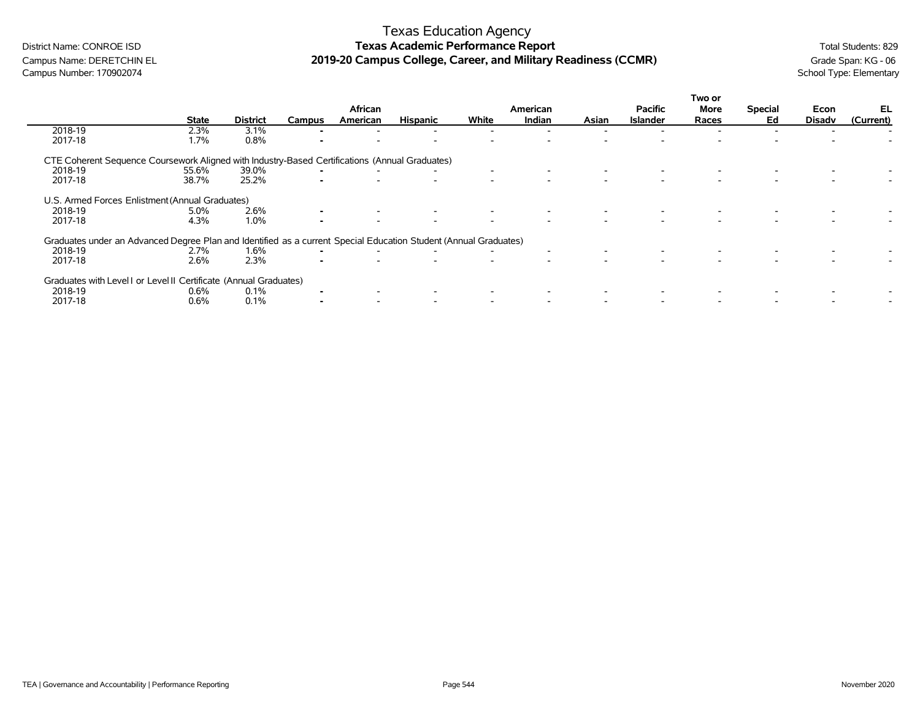Texas Education Agency
**Texas Academic Performance Report**
**2019-20 Campus College, Career, and Military Readiness (CCMR)**

District Name: CONROE ISD
Campus Name: DERETCHIN EL
Campus Number: 170902074

Total Students: 829
Grade Span: KG - 06
School Type: Elementary

| | State | District | Campus | African American | Hispanic | White | American Indian | Asian | Pacific Islander | Two or More Races | Special Ed | Econ Disadv | EL (Current) |
|---|---|---|---|---|---|---|---|---|---|---|---|---|---|
| 2018-19 | 2.3% | 3.1% | - | - | - | - | - | - | - | - | - | - | - |
| 2017-18 | 1.7% | 0.8% | - | - | - | - | - | - | - | - | - | - | - |
| **CTE Coherent Sequence Coursework Aligned with Industry-Based Certifications (Annual Graduates)** | | | | | | | | | | | | | |
| 2018-19 | 55.6% | 39.0% | - | - | - | - | - | - | - | - | - | - | - |
| 2017-18 | 38.7% | 25.2% | - | - | - | - | - | - | - | - | - | - | - |
| **U.S. Armed Forces Enlistment (Annual Graduates)** | | | | | | | | | | | | | |
| 2018-19 | 5.0% | 2.6% | - | - | - | - | - | - | - | - | - | - | - |
| 2017-18 | 4.3% | 1.0% | - | - | - | - | - | - | - | - | - | - | - |
| **Graduates under an Advanced Degree Plan and Identified as a current Special Education Student (Annual Graduates)** | | | | | | | | | | | | | |
| 2018-19 | 2.7% | 1.6% | - | - | - | - | - | - | - | - | - | - | - |
| 2017-18 | 2.6% | 2.3% | - | - | - | - | - | - | - | - | - | - | - |
| **Graduates with Level I or Level II Certificate (Annual Graduates)** | | | | | | | | | | | | | |
| 2018-19 | 0.6% | 0.1% | - | - | - | - | - | - | - | - | - | - | - |
| 2017-18 | 0.6% | 0.1% | - | - | - | - | - | - | - | - | - | - | - |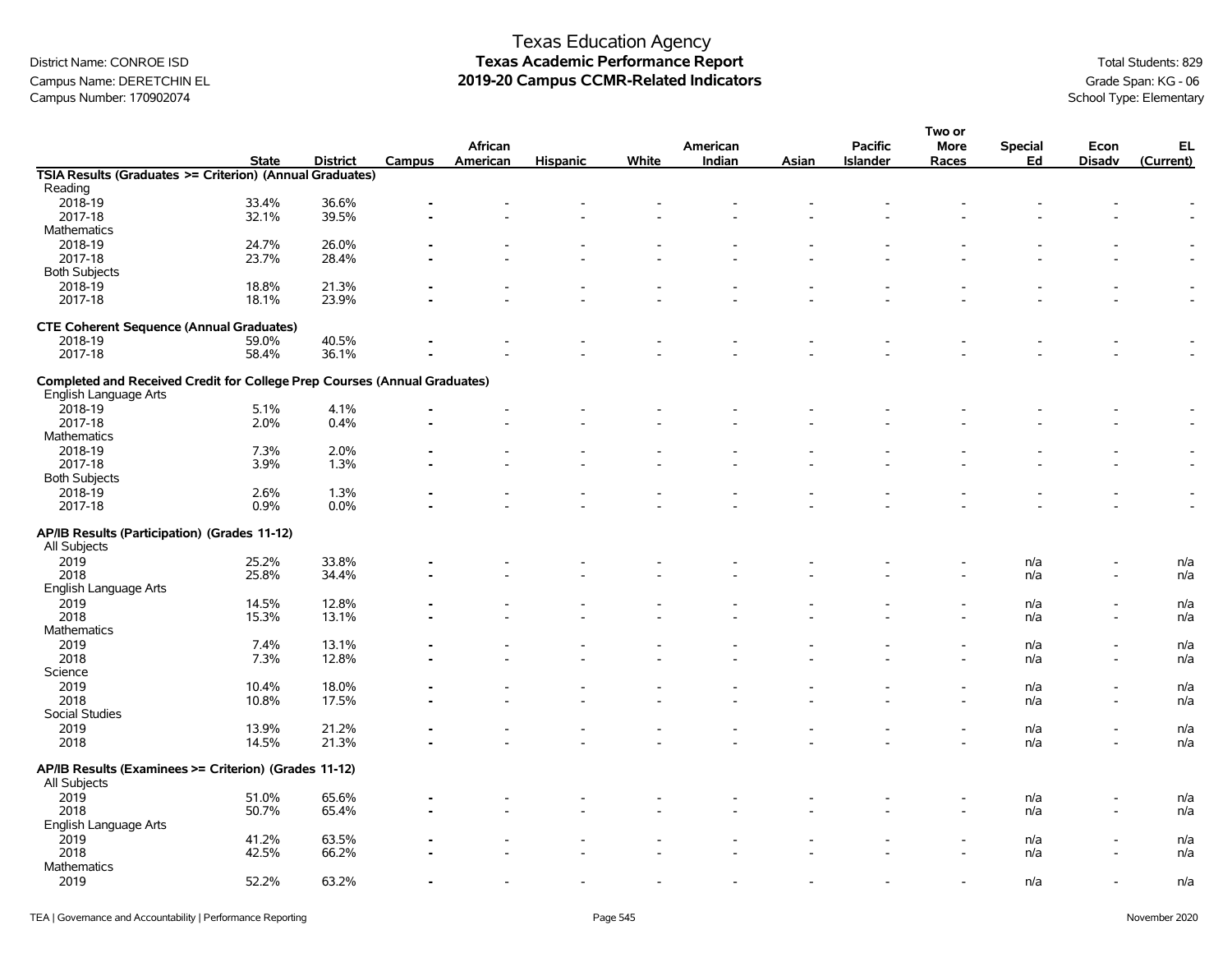# Texas Education Agency
## Texas Academic Performance Report
## 2019-20 Campus CCMR-Related Indicators

District Name: CONROE ISD
Campus Name: DERETCHIN EL
Campus Number: 170902074

Total Students: 829
Grade Span: KG - 06
School Type: Elementary

| | State | District | Campus | African American | Hispanic | White | American Indian | Asian | Pacific Islander | Two or More Races | Special Ed | Econ Disadv | EL (Current) |
|---|---|---|---|---|---|---|---|---|---|---|---|---|---|
| **TSIA Results (Graduates >= Criterion) (Annual Graduates)** | | | | | | | | | | | | | |
| Reading | | | | | | | | | | | | | |
| 2018-19 | 33.4% | 36.6% | - | - | - | - | - | - | - | - | - | - | - |
| 2017-18 | 32.1% | 39.5% | - | - | - | - | - | - | - | - | - | - | - |
| Mathematics | | | | | | | | | | | | | |
| 2018-19 | 24.7% | 26.0% | - | - | - | - | - | - | - | - | - | - | - |
| 2017-18 | 23.7% | 28.4% | - | - | - | - | - | - | - | - | - | - | - |
| Both Subjects | | | | | | | | | | | | | |
| 2018-19 | 18.8% | 21.3% | - | - | - | - | - | - | - | - | - | - | - |
| 2017-18 | 18.1% | 23.9% | - | - | - | - | - | - | - | - | - | - | - |
| **CTE Coherent Sequence (Annual Graduates)** | | | | | | | | | | | | | |
| 2018-19 | 59.0% | 40.5% | - | - | - | - | - | - | - | - | - | - | - |
| 2017-18 | 58.4% | 36.1% | - | - | - | - | - | - | - | - | - | - | - |
| **Completed and Received Credit for College Prep Courses (Annual Graduates)** | | | | | | | | | | | | | |
| English Language Arts | | | | | | | | | | | | | |
| 2018-19 | 5.1% | 4.1% | - | - | - | - | - | - | - | - | - | - | - |
| 2017-18 | 2.0% | 0.4% | - | - | - | - | - | - | - | - | - | - | - |
| Mathematics | | | | | | | | | | | | | |
| 2018-19 | 7.3% | 2.0% | - | - | - | - | - | - | - | - | - | - | - |
| 2017-18 | 3.9% | 1.3% | - | - | - | - | - | - | - | - | - | - | - |
| Both Subjects | | | | | | | | | | | | | |
| 2018-19 | 2.6% | 1.3% | - | - | - | - | - | - | - | - | - | - | - |
| 2017-18 | 0.9% | 0.0% | - | - | - | - | - | - | - | - | - | - | - |
| **AP/IB Results (Participation) (Grades 11-12)** | | | | | | | | | | | | | |
| All Subjects | | | | | | | | | | | | | |
| 2019 | 25.2% | 33.8% | - | - | - | - | - | - | - | - | n/a | - | n/a |
| 2018 | 25.8% | 34.4% | - | - | - | - | - | - | - | - | n/a | - | n/a |
| English Language Arts | | | | | | | | | | | | | |
| 2019 | 14.5% | 12.8% | - | - | - | - | - | - | - | - | n/a | - | n/a |
| 2018 | 15.3% | 13.1% | - | - | - | - | - | - | - | - | n/a | - | n/a |
| Mathematics | | | | | | | | | | | | | |
| 2019 | 7.4% | 13.1% | - | - | - | - | - | - | - | - | n/a | - | n/a |
| 2018 | 7.3% | 12.8% | - | - | - | - | - | - | - | - | n/a | - | n/a |
| Science | | | | | | | | | | | | | |
| 2019 | 10.4% | 18.0% | - | - | - | - | - | - | - | - | n/a | - | n/a |
| 2018 | 10.8% | 17.5% | - | - | - | - | - | - | - | - | n/a | - | n/a |
| Social Studies | | | | | | | | | | | | | |
| 2019 | 13.9% | 21.2% | - | - | - | - | - | - | - | - | n/a | - | n/a |
| 2018 | 14.5% | 21.3% | - | - | - | - | - | - | - | - | n/a | - | n/a |
| **AP/IB Results (Examinees >= Criterion) (Grades 11-12)** | | | | | | | | | | | | | |
| All Subjects | | | | | | | | | | | | | |
| 2019 | 51.0% | 65.6% | - | - | - | - | - | - | - | - | n/a | - | n/a |
| 2018 | 50.7% | 65.4% | - | - | - | - | - | - | - | - | n/a | - | n/a |
| English Language Arts | | | | | | | | | | | | | |
| 2019 | 41.2% | 63.5% | - | - | - | - | - | - | - | - | n/a | - | n/a |
| 2018 | 42.5% | 66.2% | - | - | - | - | - | - | - | - | n/a | - | n/a |
| Mathematics | | | | | | | | | | | | | |
| 2019 | 52.2% | 63.2% | - | - | - | - | - | - | - | - | n/a | - | n/a |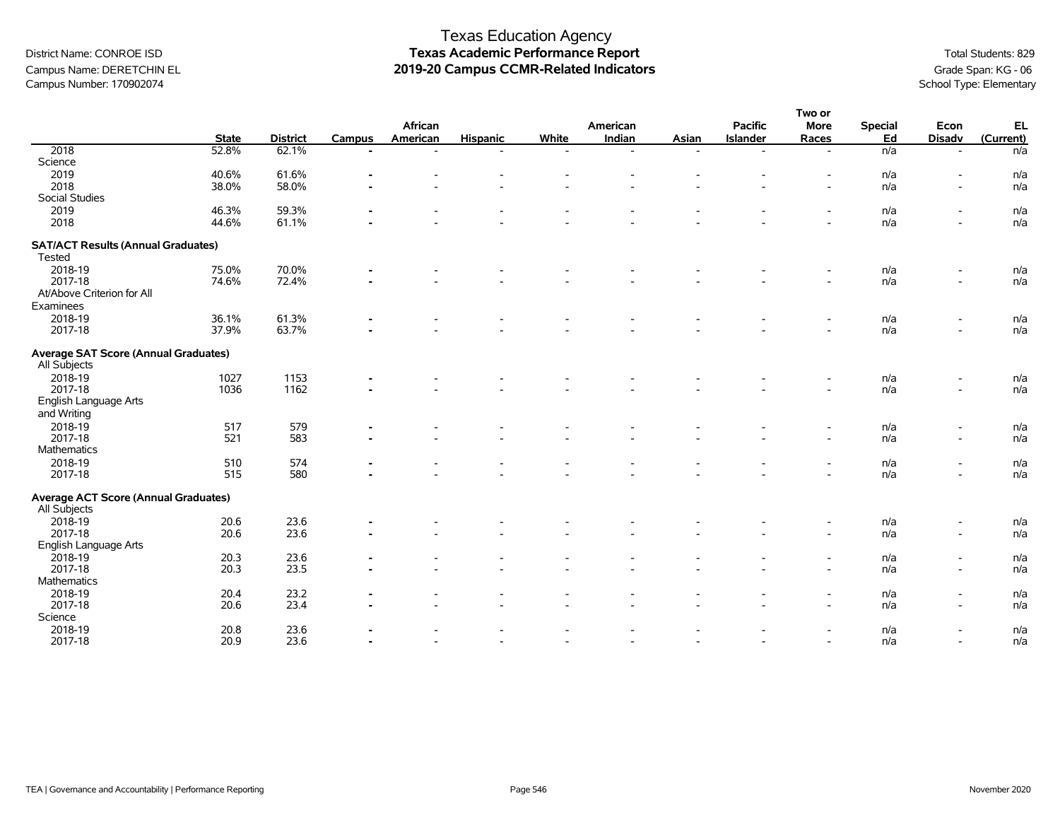# Texas Education Agency
## Texas Academic Performance Report
## 2019-20 Campus CCMR-Related Indicators

District Name: CONROE ISD
Campus Name: DERETCHIN EL
Campus Number: 170902074

Total Students: 829
Grade Span: KG - 06
School Type: Elementary

| | State | District | Campus | African American | Hispanic | White | American Indian | Asian | Pacific Islander | Two or More Races | Special Ed | Econ Disadv | EL (Current) |
|---|---|---|---|---|---|---|---|---|---|---|---|---|---|
| 2018 | 52.8% | 62.1% | - | - | - | - | - | - | - | - | n/a | - | n/a |
| Science | | | | | | | | | | | | | |
| 2019 | 40.6% | 61.6% | - | - | - | - | - | - | - | - | n/a | - | n/a |
| 2018 | 38.0% | 58.0% | - | - | - | - | - | - | - | - | n/a | - | n/a |
| Social Studies | | | | | | | | | | | | | |
| 2019 | 46.3% | 59.3% | - | - | - | - | - | - | - | - | n/a | - | n/a |
| 2018 | 44.6% | 61.1% | - | - | - | - | - | - | - | - | n/a | - | n/a |
| **SAT/ACT Results (Annual Graduates)** | | | | | | | | | | | | | |
| Tested | | | | | | | | | | | | | |
| 2018-19 | 75.0% | 70.0% | - | - | - | - | - | - | - | - | n/a | - | n/a |
| 2017-18 | 74.6% | 72.4% | - | - | - | - | - | - | - | - | n/a | - | n/a |
| At/Above Criterion for All Examinees | | | | | | | | | | | | | |
| 2018-19 | 36.1% | 61.3% | - | - | - | - | - | - | - | - | n/a | - | n/a |
| 2017-18 | 37.9% | 63.7% | - | - | - | - | - | - | - | - | n/a | - | n/a |
| **Average SAT Score (Annual Graduates)** | | | | | | | | | | | | | |
| All Subjects | | | | | | | | | | | | | |
| 2018-19 | 1027 | 1153 | - | - | - | - | - | - | - | - | n/a | - | n/a |
| 2017-18 | 1036 | 1162 | - | - | - | - | - | - | - | - | n/a | - | n/a |
| English Language Arts and Writing | | | | | | | | | | | | | |
| 2018-19 | 517 | 579 | - | - | - | - | - | - | - | - | n/a | - | n/a |
| 2017-18 | 521 | 583 | - | - | - | - | - | - | - | - | n/a | - | n/a |
| Mathematics | | | | | | | | | | | | | |
| 2018-19 | 510 | 574 | - | - | - | - | - | - | - | - | n/a | - | n/a |
| 2017-18 | 515 | 580 | - | - | - | - | - | - | - | - | n/a | - | n/a |
| **Average ACT Score (Annual Graduates)** | | | | | | | | | | | | | |
| All Subjects | | | | | | | | | | | | | |
| 2018-19 | 20.6 | 23.6 | - | - | - | - | - | - | - | - | n/a | - | n/a |
| 2017-18 | 20.6 | 23.6 | - | - | - | - | - | - | - | - | n/a | - | n/a |
| English Language Arts | | | | | | | | | | | | | |
| 2018-19 | 20.3 | 23.6 | - | - | - | - | - | - | - | - | n/a | - | n/a |
| 2017-18 | 20.3 | 23.5 | - | - | - | - | - | - | - | - | n/a | - | n/a |
| Mathematics | | | | | | | | | | | | | |
| 2018-19 | 20.4 | 23.2 | - | - | - | - | - | - | - | - | n/a | - | n/a |
| 2017-18 | 20.6 | 23.4 | - | - | - | - | - | - | - | - | n/a | - | n/a |
| Science | | | | | | | | | | | | | |
| 2018-19 | 20.8 | 23.6 | - | - | - | - | - | - | - | - | n/a | - | n/a |
| 2017-18 | 20.9 | 23.6 | - | - | - | - | - | - | - | - | n/a | - | n/a |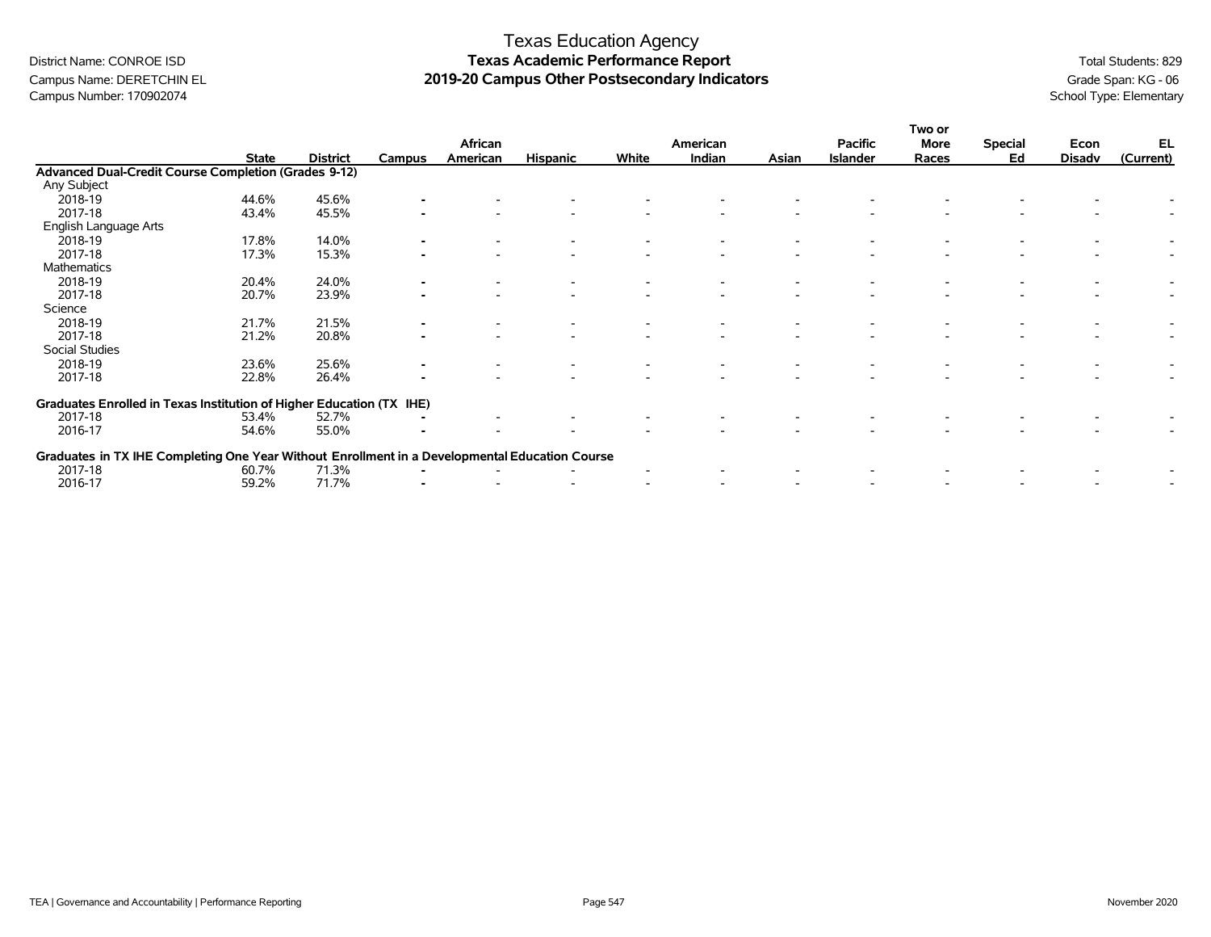# Texas Education Agency
## Texas Academic Performance Report
## 2019-20 Campus Other Postsecondary Indicators

District Name: CONROE ISD
Campus Name: DERETCHIN EL
Campus Number: 170902074

Total Students: 829
Grade Span: KG - 06
School Type: Elementary

| | State | District | Campus | African American | Hispanic | White | American Indian | Asian | Pacific Islander | Two or More Races | Special Ed | Econ Disadv | EL (Current) |
|---|---|---|---|---|---|---|---|---|---|---|---|---|---|
| **Advanced Dual-Credit Course Completion (Grades 9-12)** | | | | | | | | | | | | | |
| Any Subject | | | | | | | | | | | | | |
| 2018-19 | 44.6% | 45.6% | - | - | - | - | - | - | - | - | - | - | - |
| 2017-18 | 43.4% | 45.5% | - | - | - | - | - | - | - | - | - | - | - |
| English Language Arts | | | | | | | | | | | | | |
| 2018-19 | 17.8% | 14.0% | - | - | - | - | - | - | - | - | - | - | - |
| 2017-18 | 17.3% | 15.3% | - | - | - | - | - | - | - | - | - | - | - |
| Mathematics | | | | | | | | | | | | | |
| 2018-19 | 20.4% | 24.0% | - | - | - | - | - | - | - | - | - | - | - |
| 2017-18 | 20.7% | 23.9% | - | - | - | - | - | - | - | - | - | - | - |
| Science | | | | | | | | | | | | | |
| 2018-19 | 21.7% | 21.5% | - | - | - | - | - | - | - | - | - | - | - |
| 2017-18 | 21.2% | 20.8% | - | - | - | - | - | - | - | - | - | - | - |
| Social Studies | | | | | | | | | | | | | |
| 2018-19 | 23.6% | 25.6% | - | - | - | - | - | - | - | - | - | - | - |
| 2017-18 | 22.8% | 26.4% | - | - | - | - | - | - | - | - | - | - | - |
| **Graduates Enrolled in Texas Institution of Higher Education (TX IHE)** | | | | | | | | | | | | | |
| 2017-18 | 53.4% | 52.7% | - | - | - | - | - | - | - | - | - | - | - |
| 2016-17 | 54.6% | 55.0% | - | - | - | - | - | - | - | - | - | - | - |
| **Graduates in TX IHE Completing One Year Without Enrollment in a Developmental Education Course** | | | | | | | | | | | | | |
| 2017-18 | 60.7% | 71.3% | - | - | - | - | - | - | - | - | - | - | - |
| 2016-17 | 59.2% | 71.7% | - | - | - | - | - | - | - | - | - | - | - |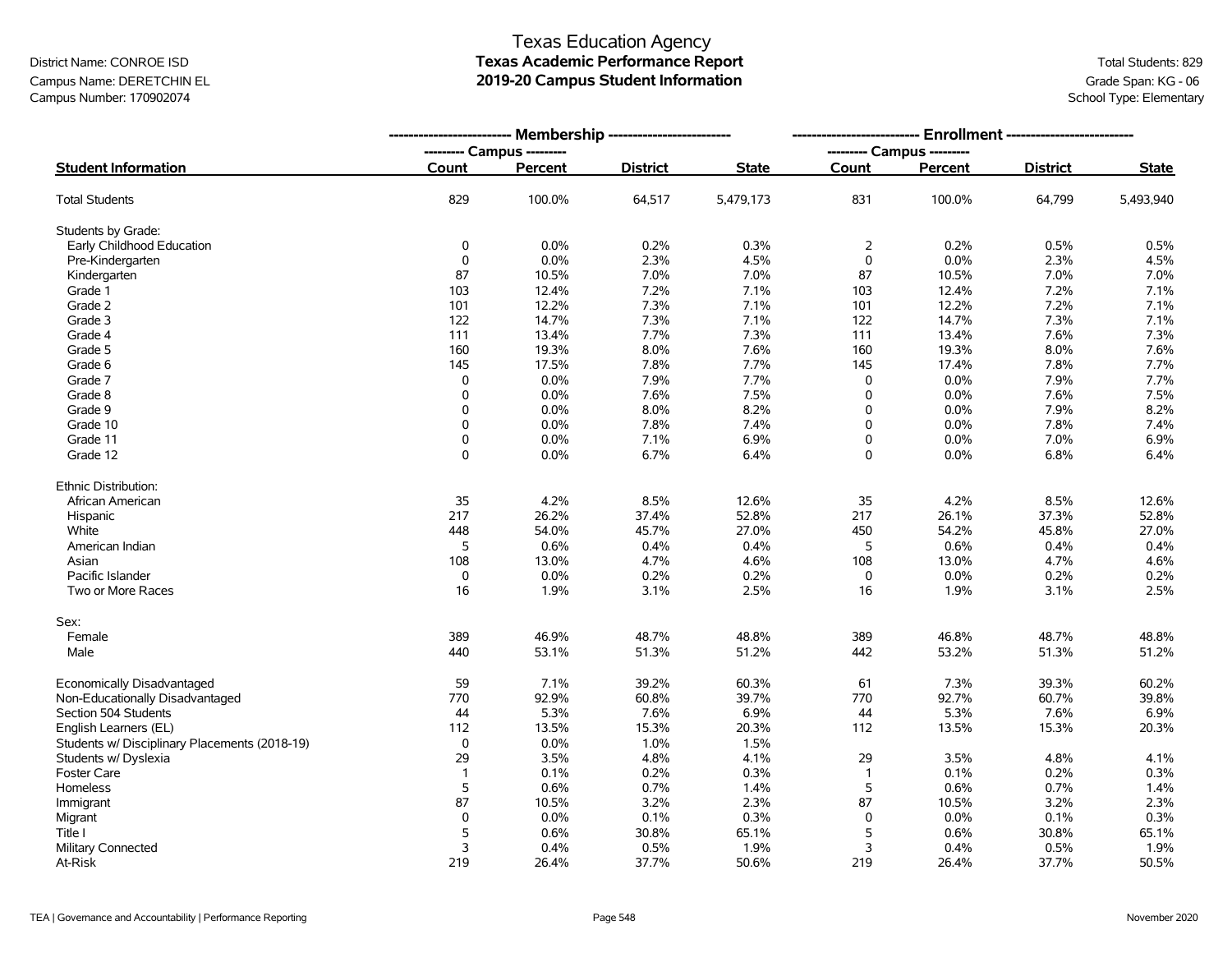District Name: CONROE ISD
Campus Name: DERETCHIN EL
Campus Number: 170902074

# Texas Education Agency
## Texas Academic Performance Report
## 2019-20 Campus Student Information

Total Students: 829
Grade Span: KG - 06
School Type: Elementary

| | Membership | | | | Enrollment | | | |
|---|---|---|---|---|---|---|---|---|
| | Campus | | | | Campus | | | |
| **Student Information** | **Count** | **Percent** | **District** | **State** | **Count** | **Percent** | **District** | **State** |
| Total Students | 829 | 100.0% | 64,517 | 5,479,173 | 831 | 100.0% | 64,799 | 5,493,940 |
| Students by Grade: | | | | | | | | |
| Early Childhood Education | 0 | 0.0% | 0.2% | 0.3% | 2 | 0.2% | 0.5% | 0.5% |
| Pre-Kindergarten | 0 | 0.0% | 2.3% | 4.5% | 0 | 0.0% | 2.3% | 4.5% |
| Kindergarten | 87 | 10.5% | 7.0% | 7.0% | 87 | 10.5% | 7.0% | 7.0% |
| Grade 1 | 103 | 12.4% | 7.2% | 7.1% | 103 | 12.4% | 7.2% | 7.1% |
| Grade 2 | 101 | 12.2% | 7.3% | 7.1% | 101 | 12.2% | 7.2% | 7.1% |
| Grade 3 | 122 | 14.7% | 7.3% | 7.1% | 122 | 14.7% | 7.3% | 7.1% |
| Grade 4 | 111 | 13.4% | 7.7% | 7.3% | 111 | 13.4% | 7.6% | 7.3% |
| Grade 5 | 160 | 19.3% | 8.0% | 7.6% | 160 | 19.3% | 8.0% | 7.6% |
| Grade 6 | 145 | 17.5% | 7.8% | 7.7% | 145 | 17.4% | 7.8% | 7.7% |
| Grade 7 | 0 | 0.0% | 7.9% | 7.7% | 0 | 0.0% | 7.9% | 7.7% |
| Grade 8 | 0 | 0.0% | 7.6% | 7.5% | 0 | 0.0% | 7.6% | 7.5% |
| Grade 9 | 0 | 0.0% | 8.0% | 8.2% | 0 | 0.0% | 7.9% | 8.2% |
| Grade 10 | 0 | 0.0% | 7.8% | 7.4% | 0 | 0.0% | 7.8% | 7.4% |
| Grade 11 | 0 | 0.0% | 7.1% | 6.9% | 0 | 0.0% | 7.0% | 6.9% |
| Grade 12 | 0 | 0.0% | 6.7% | 6.4% | 0 | 0.0% | 6.8% | 6.4% |
| Ethnic Distribution: | | | | | | | | |
| African American | 35 | 4.2% | 8.5% | 12.6% | 35 | 4.2% | 8.5% | 12.6% |
| Hispanic | 217 | 26.2% | 37.4% | 52.8% | 217 | 26.1% | 37.3% | 52.8% |
| White | 448 | 54.0% | 45.7% | 27.0% | 450 | 54.2% | 45.8% | 27.0% |
| American Indian | 5 | 0.6% | 0.4% | 0.4% | 5 | 0.6% | 0.4% | 0.4% |
| Asian | 108 | 13.0% | 4.7% | 4.6% | 108 | 13.0% | 4.7% | 4.6% |
| Pacific Islander | 0 | 0.0% | 0.2% | 0.2% | 0 | 0.0% | 0.2% | 0.2% |
| Two or More Races | 16 | 1.9% | 3.1% | 2.5% | 16 | 1.9% | 3.1% | 2.5% |
| Sex: | | | | | | | | |
| Female | 389 | 46.9% | 48.7% | 48.8% | 389 | 46.8% | 48.7% | 48.8% |
| Male | 440 | 53.1% | 51.3% | 51.2% | 442 | 53.2% | 51.3% | 51.2% |
| Economically Disadvantaged | 59 | 7.1% | 39.2% | 60.3% | 61 | 7.3% | 39.3% | 60.2% |
| Non-Educationally Disadvantaged | 770 | 92.9% | 60.8% | 39.7% | 770 | 92.7% | 60.7% | 39.8% |
| Section 504 Students | 44 | 5.3% | 7.6% | 6.9% | 44 | 5.3% | 7.6% | 6.9% |
| English Learners (EL) | 112 | 13.5% | 15.3% | 20.3% | 112 | 13.5% | 15.3% | 20.3% |
| Students w/ Disciplinary Placements (2018-19) | 0 | 0.0% | 1.0% | 1.5% | | | | |
| Students w/ Dyslexia | 29 | 3.5% | 4.8% | 4.1% | 29 | 3.5% | 4.8% | 4.1% |
| Foster Care | 1 | 0.1% | 0.2% | 0.3% | 1 | 0.1% | 0.2% | 0.3% |
| Homeless | 5 | 0.6% | 0.7% | 1.4% | 5 | 0.6% | 0.7% | 1.4% |
| Immigrant | 87 | 10.5% | 3.2% | 2.3% | 87 | 10.5% | 3.2% | 2.3% |
| Migrant | 0 | 0.0% | 0.1% | 0.3% | 0 | 0.0% | 0.1% | 0.3% |
| Title I | 5 | 0.6% | 30.8% | 65.1% | 5 | 0.6% | 30.8% | 65.1% |
| Military Connected | 3 | 0.4% | 0.5% | 1.9% | 3 | 0.4% | 0.5% | 1.9% |
| At-Risk | 219 | 26.4% | 37.7% | 50.6% | 219 | 26.4% | 37.7% | 50.5% |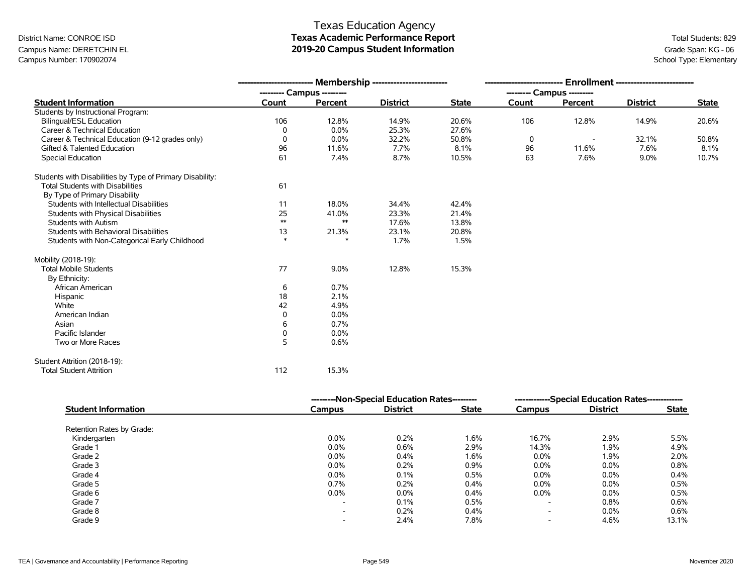District Name: CONROE ISD
Campus Name: DERETCHIN EL
Campus Number: 170902074

# Texas Education Agency
## Texas Academic Performance Report
## 2019-20 Campus Student Information

Total Students: 829
Grade Span: KG - 06
School Type: Elementary

| | Membership | | | | Enrollment | | | |
|---|---|---|---|---|---|---|---|---|
| | Campus | | | | Campus | | | |
| **Student Information** | **Count** | **Percent** | **District** | **State** | **Count** | **Percent** | **District** | **State** |
| Students by Instructional Program: | | | | | | | | |
| Bilingual/ESL Education | 106 | 12.8% | 14.9% | 20.6% | 106 | 12.8% | 14.9% | 20.6% |
| Career & Technical Education | 0 | 0.0% | 25.3% | 27.6% | | | | |
| Career & Technical Education (9-12 grades only) | 0 | 0.0% | 32.2% | 50.8% | 0 | - | 32.1% | 50.8% |
| Gifted & Talented Education | 96 | 11.6% | 7.7% | 8.1% | 96 | 11.6% | 7.6% | 8.1% |
| Special Education | 61 | 7.4% | 8.7% | 10.5% | 63 | 7.6% | 9.0% | 10.7% |
| | | | | | | | | |
| Students with Disabilities by Type of Primary Disability: | | | | | | | | |
| Total Students with Disabilities | 61 | | | | | | | |
| By Type of Primary Disability | | | | | | | | |
| Students with Intellectual Disabilities | 11 | 18.0% | 34.4% | 42.4% | | | | |
| Students with Physical Disabilities | 25 | 41.0% | 23.3% | 21.4% | | | | |
| Students with Autism | ** | ** | 17.6% | 13.8% | | | | |
| Students with Behavioral Disabilities | 13 | 21.3% | 23.1% | 20.8% | | | | |
| Students with Non-Categorical Early Childhood | * | * | 1.7% | 1.5% | | | | |
| | | | | | | | | |
| Mobility (2018-19): | | | | | | | | |
| Total Mobile Students | 77 | 9.0% | 12.8% | 15.3% | | | | |
| By Ethnicity: | | | | | | | | |
| African American | 6 | 0.7% | | | | | | |
| Hispanic | 18 | 2.1% | | | | | | |
| White | 42 | 4.9% | | | | | | |
| American Indian | 0 | 0.0% | | | | | | |
| Asian | 6 | 0.7% | | | | | | |
| Pacific Islander | 0 | 0.0% | | | | | | |
| Two or More Races | 5 | 0.6% | | | | | | |
| | | | | | | | | |
| Student Attrition (2018-19): | | | | | | | | |
| Total Student Attrition | 112 | 15.3% | | | | | | |

| | Non-Special Education Rates | | | Special Education Rates | | |
|---|---|---|---|---|---|---|
| **Student Information** | **Campus** | **District** | **State** | **Campus** | **District** | **State** |
| Retention Rates by Grade: | | | | | | |
| Kindergarten | 0.0% | 0.2% | 1.6% | 16.7% | 2.9% | 5.5% |
| Grade 1 | 0.0% | 0.6% | 2.9% | 14.3% | 1.9% | 4.9% |
| Grade 2 | 0.0% | 0.4% | 1.6% | 0.0% | 1.9% | 2.0% |
| Grade 3 | 0.0% | 0.2% | 0.9% | 0.0% | 0.0% | 0.8% |
| Grade 4 | 0.0% | 0.1% | 0.5% | 0.0% | 0.0% | 0.4% |
| Grade 5 | 0.7% | 0.2% | 0.4% | 0.0% | 0.0% | 0.5% |
| Grade 6 | 0.0% | 0.0% | 0.4% | 0.0% | 0.0% | 0.5% |
| Grade 7 | - | 0.1% | 0.5% | - | 0.8% | 0.6% |
| Grade 8 | - | 0.2% | 0.4% | - | 0.0% | 0.6% |
| Grade 9 | - | 2.4% | 7.8% | - | 4.6% | 13.1% |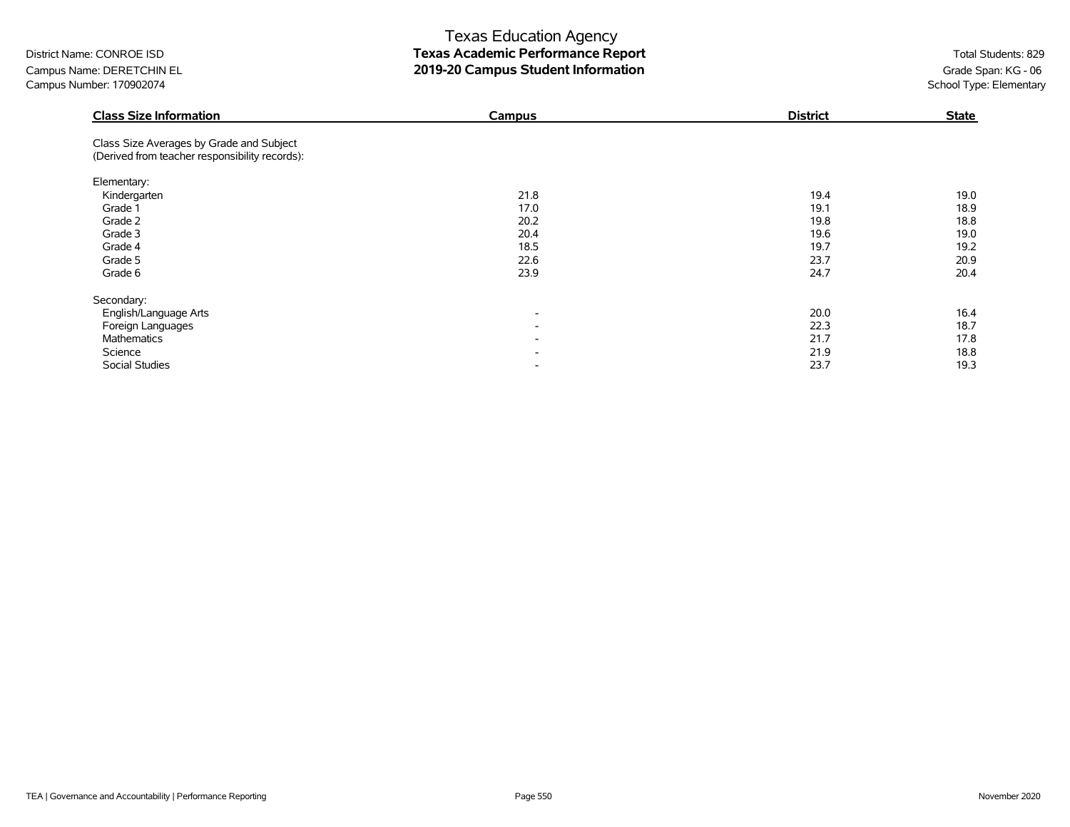District Name: CONROE ISD
Campus Name: DERETCHIN EL
Campus Number: 170902074

# Texas Education Agency
## Texas Academic Performance Report
## 2019-20 Campus Student Information

Total Students: 829
Grade Span: KG - 06
School Type: Elementary

| Class Size Information | Campus | District | State |
|---|---|---|---|
| Class Size Averages by Grade and Subject (Derived from teacher responsibility records): | | | |
| Elementary: | | | |
| Kindergarten | 21.8 | 19.4 | 19.0 |
| Grade 1 | 17.0 | 19.1 | 18.9 |
| Grade 2 | 20.2 | 19.8 | 18.8 |
| Grade 3 | 20.4 | 19.6 | 19.0 |
| Grade 4 | 18.5 | 19.7 | 19.2 |
| Grade 5 | 22.6 | 23.7 | 20.9 |
| Grade 6 | 23.9 | 24.7 | 20.4 |
| Secondary: | | | |
| English/Language Arts | - | 20.0 | 16.4 |
| Foreign Languages | - | 22.3 | 18.7 |
| Mathematics | - | 21.7 | 17.8 |
| Science | - | 21.9 | 18.8 |
| Social Studies | - | 23.7 | 19.3 |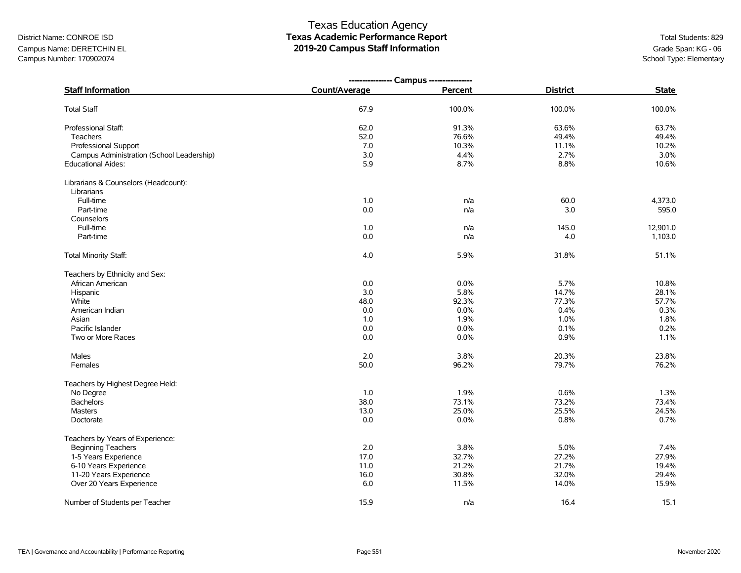Texas Education Agency

District Name: CONROE ISD
Campus Name: DERETCHIN EL
Campus Number: 170902074

# Texas Academic Performance Report
## 2019-20 Campus Staff Information

Total Students: 829
Grade Span: KG - 06
School Type: Elementary

| Staff Information | Campus Count/Average | Campus Percent | District | State |
|---|---|---|---|---|
| Total Staff | 67.9 | 100.0% | 100.0% | 100.0% |
| Professional Staff: | 62.0 | 91.3% | 63.6% | 63.7% |
| Teachers | 52.0 | 76.6% | 49.4% | 49.4% |
| Professional Support | 7.0 | 10.3% | 11.1% | 10.2% |
| Campus Administration (School Leadership) | 3.0 | 4.4% | 2.7% | 3.0% |
| Educational Aides: | 5.9 | 8.7% | 8.8% | 10.6% |
| Librarians & Counselors (Headcount): | | | | |
| Librarians | | | | |
| Full-time | 1.0 | n/a | 60.0 | 4,373.0 |
| Part-time | 0.0 | n/a | 3.0 | 595.0 |
| Counselors | | | | |
| Full-time | 1.0 | n/a | 145.0 | 12,901.0 |
| Part-time | 0.0 | n/a | 4.0 | 1,103.0 |
| Total Minority Staff: | 4.0 | 5.9% | 31.8% | 51.1% |
| Teachers by Ethnicity and Sex: | | | | |
| African American | 0.0 | 0.0% | 5.7% | 10.8% |
| Hispanic | 3.0 | 5.8% | 14.7% | 28.1% |
| White | 48.0 | 92.3% | 77.3% | 57.7% |
| American Indian | 0.0 | 0.0% | 0.4% | 0.3% |
| Asian | 1.0 | 1.9% | 1.0% | 1.8% |
| Pacific Islander | 0.0 | 0.0% | 0.1% | 0.2% |
| Two or More Races | 0.0 | 0.0% | 0.9% | 1.1% |
| Males | 2.0 | 3.8% | 20.3% | 23.8% |
| Females | 50.0 | 96.2% | 79.7% | 76.2% |
| Teachers by Highest Degree Held: | | | | |
| No Degree | 1.0 | 1.9% | 0.6% | 1.3% |
| Bachelors | 38.0 | 73.1% | 73.2% | 73.4% |
| Masters | 13.0 | 25.0% | 25.5% | 24.5% |
| Doctorate | 0.0 | 0.0% | 0.8% | 0.7% |
| Teachers by Years of Experience: | | | | |
| Beginning Teachers | 2.0 | 3.8% | 5.0% | 7.4% |
| 1-5 Years Experience | 17.0 | 32.7% | 27.2% | 27.9% |
| 6-10 Years Experience | 11.0 | 21.2% | 21.7% | 19.4% |
| 11-20 Years Experience | 16.0 | 30.8% | 32.0% | 29.4% |
| Over 20 Years Experience | 6.0 | 11.5% | 14.0% | 15.9% |
| Number of Students per Teacher | 15.9 | n/a | 16.4 | 15.1 |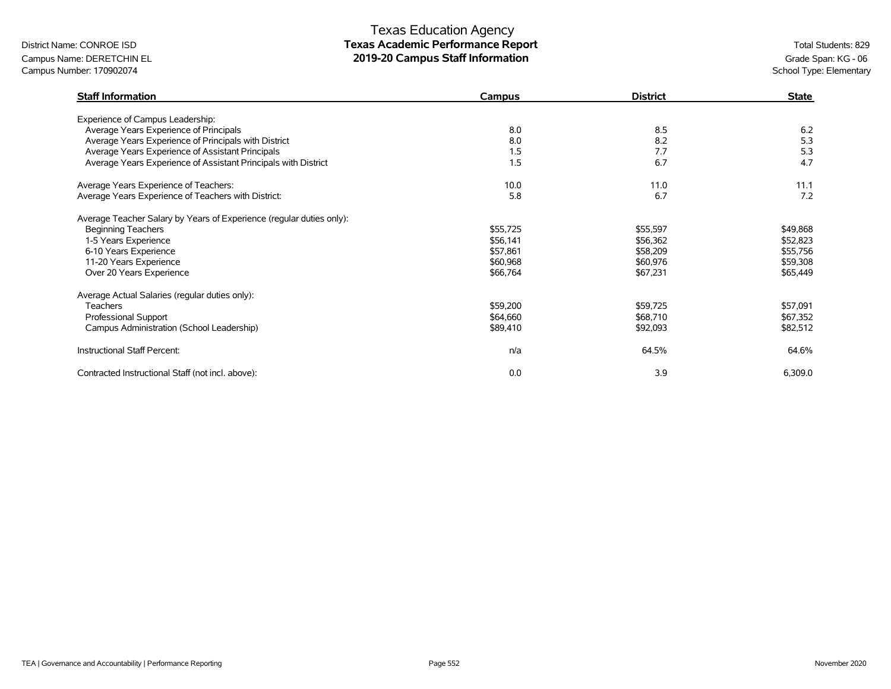Texas Education Agency

**Texas Academic Performance Report**

**2019-20 Campus Staff Information**

District Name: CONROE ISD
Campus Name: DERETCHIN EL
Campus Number: 170902074

Total Students: 829
Grade Span: KG - 06
School Type: Elementary

| Staff Information | Campus | District | State |
|---|---|---|---|
| Experience of Campus Leadership: | | | |
| Average Years Experience of Principals | 8.0 | 8.5 | 6.2 |
| Average Years Experience of Principals with District | 8.0 | 8.2 | 5.3 |
| Average Years Experience of Assistant Principals | 1.5 | 7.7 | 5.3 |
| Average Years Experience of Assistant Principals with District | 1.5 | 6.7 | 4.7 |
| Average Years Experience of Teachers: | 10.0 | 11.0 | 11.1 |
| Average Years Experience of Teachers with District: | 5.8 | 6.7 | 7.2 |
| Average Teacher Salary by Years of Experience (regular duties only): | | | |
| Beginning Teachers | $55,725 | $55,597 | $49,868 |
| 1-5 Years Experience | $56,141 | $56,362 | $52,823 |
| 6-10 Years Experience | $57,861 | $58,209 | $55,756 |
| 11-20 Years Experience | $60,968 | $60,976 | $59,308 |
| Over 20 Years Experience | $66,764 | $67,231 | $65,449 |
| Average Actual Salaries (regular duties only): | | | |
| Teachers | $59,200 | $59,725 | $57,091 |
| Professional Support | $64,660 | $68,710 | $67,352 |
| Campus Administration (School Leadership) | $89,410 | $92,093 | $82,512 |
| Instructional Staff Percent: | n/a | 64.5% | 64.6% |
| Contracted Instructional Staff (not incl. above): | 0.0 | 3.9 | 6,309.0 |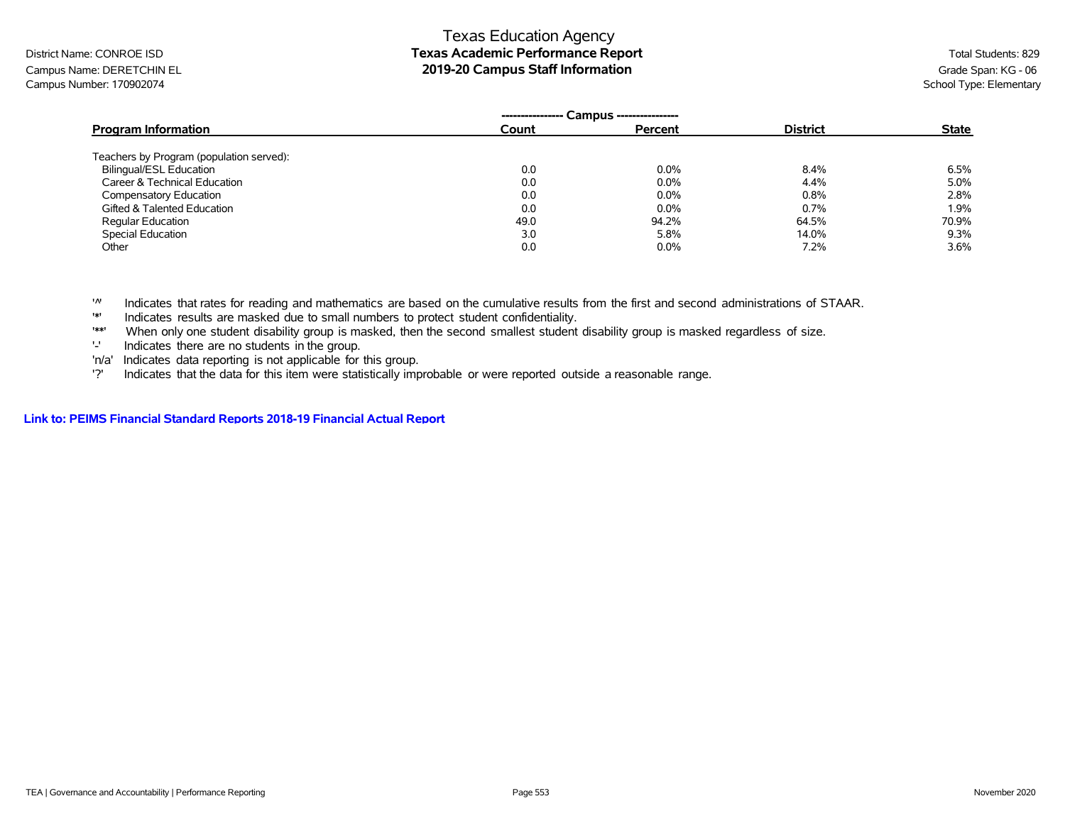District Name: CONROE ISD
Campus Name: DERETCHIN EL
Campus Number: 170902074

# Texas Education Agency
## Texas Academic Performance Report
## 2019-20 Campus Staff Information

Total Students: 829
Grade Span: KG - 06
School Type: Elementary

| Program Information | Campus Count | Campus Percent | District | State |
|---|---|---|---|---|
| Teachers by Program (population served): | | | | |
| Bilingual/ESL Education | 0.0 | 0.0% | 8.4% | 6.5% |
| Career & Technical Education | 0.0 | 0.0% | 4.4% | 5.0% |
| Compensatory Education | 0.0 | 0.0% | 0.8% | 2.8% |
| Gifted & Talented Education | 0.0 | 0.0% | 0.7% | 1.9% |
| Regular Education | 49.0 | 94.2% | 64.5% | 70.9% |
| Special Education | 3.0 | 5.8% | 14.0% | 9.3% |
| Other | 0.0 | 0.0% | 7.2% | 3.6% |

'^' Indicates that rates for reading and mathematics are based on the cumulative results from the first and second administrations of STAAR.
'*' Indicates results are masked due to small numbers to protect student confidentiality.
'**' When only one student disability group is masked, then the second smallest student disability group is masked regardless of size.
'-' Indicates there are no students in the group.
'n/a' Indicates data reporting is not applicable for this group.
'?' Indicates that the data for this item were statistically improbable or were reported outside a reasonable range.

**Link to: PEIMS Financial Standard Reports 2018-19 Financial Actual Report**